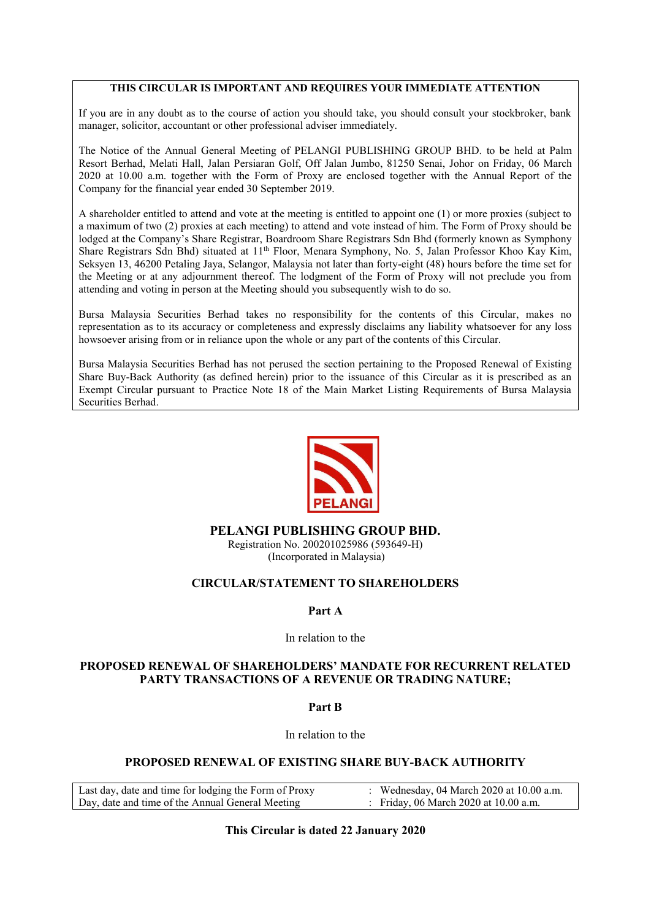**THIS CIRCULAR IS IMPORTANT AND REQUIRES YOUR IMMEDIATE ATTENTION**

If you are in any doubt as to the course of action you should take, you should consult your stockbroker, bank manager, solicitor, accountant or other professional adviser immediately.

The Notice of the Annual General Meeting of PELANGI PUBLISHING GROUP BHD. to be held at Palm Resort Berhad, Melati Hall, Jalan Persiaran Golf, Off Jalan Jumbo, 81250 Senai, Johor on Friday, 06 March 2020 at 10.00 a.m. together with the Form of Proxy are enclosed together with the Annual Report of the Company for the financial year ended 30 September 2019.

A shareholder entitled to attend and vote at the meeting is entitled to appoint one (1) or more proxies (subject to a maximum of two (2) proxies at each meeting) to attend and vote instead of him. The Form of Proxy should be lodged at the Company's Share Registrar, Boardroom Share Registrars Sdn Bhd (formerly known as Symphony Share Registrars Sdn Bhd) situated at 11th Floor, Menara Symphony, No. 5, Jalan Professor Khoo Kay Kim, Seksyen 13, 46200 Petaling Jaya, Selangor, Malaysia not later than forty-eight (48) hours before the time set for the Meeting or at any adjournment thereof. The lodgment of the Form of Proxy will not preclude you from attending and voting in person at the Meeting should you subsequently wish to do so.

Bursa Malaysia Securities Berhad takes no responsibility for the contents of this Circular, makes no representation as to its accuracy or completeness and expressly disclaims any liability whatsoever for any loss howsoever arising from or in reliance upon the whole or any part of the contents of this Circular.

Bursa Malaysia Securities Berhad has not perused the section pertaining to the Proposed Renewal of Existing Share Buy-Back Authority (as defined herein) prior to the issuance of this Circular as it is prescribed as an Exempt Circular pursuant to Practice Note 18 of the Main Market Listing Requirements of Bursa Malaysia Securities Berhad.

PELANGI

# PELANGI PUBLISHING GROUP BHD.

Registration No. 200201025986 (593649-H)
(Incorporated in Malaysia)

## CIRCULAR/STATEMENT TO SHAREHOLDERS

**Part A**

In relation to the

**PROPOSED RENEWAL OF SHAREHOLDERS' MANDATE FOR RECURRENT RELATED PARTY TRANSACTIONS OF A REVENUE OR TRADING NATURE;**

**Part B**

In relation to the

**PROPOSED RENEWAL OF EXISTING SHARE BUY-BACK AUTHORITY**

| | | |
|---|---|---|
| Last day, date and time for lodging the Form of Proxy | : | Wednesday, 04 March 2020 at 10.00 a.m. |
| Day, date and time of the Annual General Meeting | : | Friday, 06 March 2020 at 10.00 a.m. |

**This Circular is dated 22 January 2020**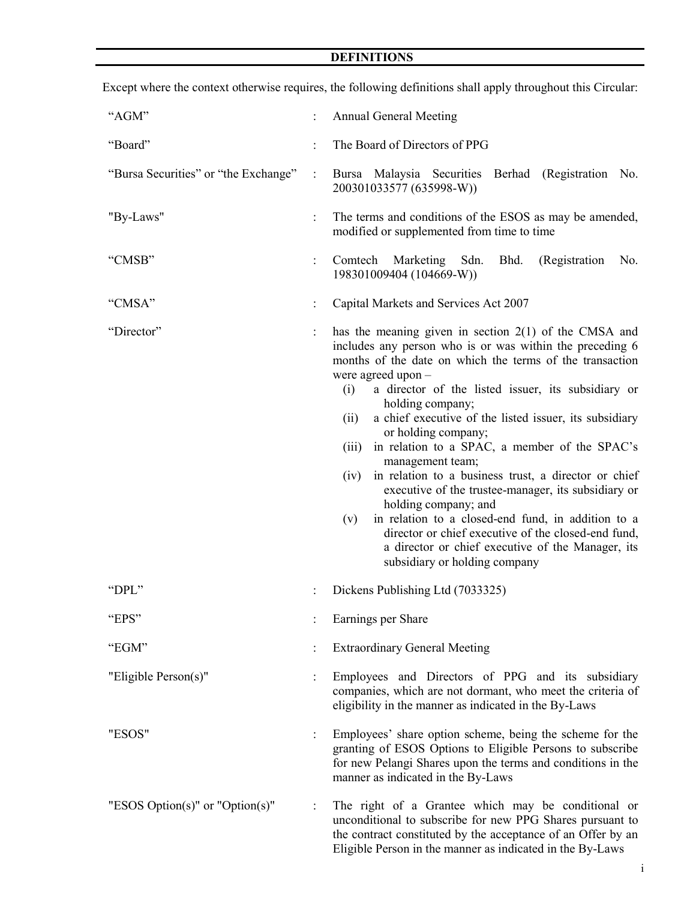## DEFINITIONS

Except where the context otherwise requires, the following definitions shall apply throughout this Circular:

| Term | | Definition |
|---|---|---|
| "AGM" | : | Annual General Meeting |
| "Board" | : | The Board of Directors of PPG |
| "Bursa Securities" or "the Exchange" | : | Bursa Malaysia Securities Berhad (Registration No. 200301033577 (635998-W)) |
| "By-Laws" | : | The terms and conditions of the ESOS as may be amended, modified or supplemented from time to time |
| "CMSB" | : | Comtech Marketing Sdn. Bhd. (Registration No. 198301009404 (104669-W)) |
| "CMSA" | : | Capital Markets and Services Act 2007 |
| "Director" | : | has the meaning given in section 2(1) of the CMSA and includes any person who is or was within the preceding 6 months of the date on which the terms of the transaction were agreed upon – (i) a director of the listed issuer, its subsidiary or holding company; (ii) a chief executive of the listed issuer, its subsidiary or holding company; (iii) in relation to a SPAC, a member of the SPAC's management team; (iv) in relation to a business trust, a director or chief executive of the trustee-manager, its subsidiary or holding company; and (v) in relation to a closed-end fund, in addition to a director or chief executive of the closed-end fund, a director or chief executive of the Manager, its subsidiary or holding company |
| "DPL" | : | Dickens Publishing Ltd (7033325) |
| "EPS" | : | Earnings per Share |
| "EGM" | : | Extraordinary General Meeting |
| "Eligible Person(s)" | : | Employees and Directors of PPG and its subsidiary companies, which are not dormant, who meet the criteria of eligibility in the manner as indicated in the By-Laws |
| "ESOS" | : | Employees' share option scheme, being the scheme for the granting of ESOS Options to Eligible Persons to subscribe for new Pelangi Shares upon the terms and conditions in the manner as indicated in the By-Laws |
| "ESOS Option(s)" or "Option(s)" | : | The right of a Grantee which may be conditional or unconditional to subscribe for new PPG Shares pursuant to the contract constituted by the acceptance of an Offer by an Eligible Person in the manner as indicated in the By-Laws |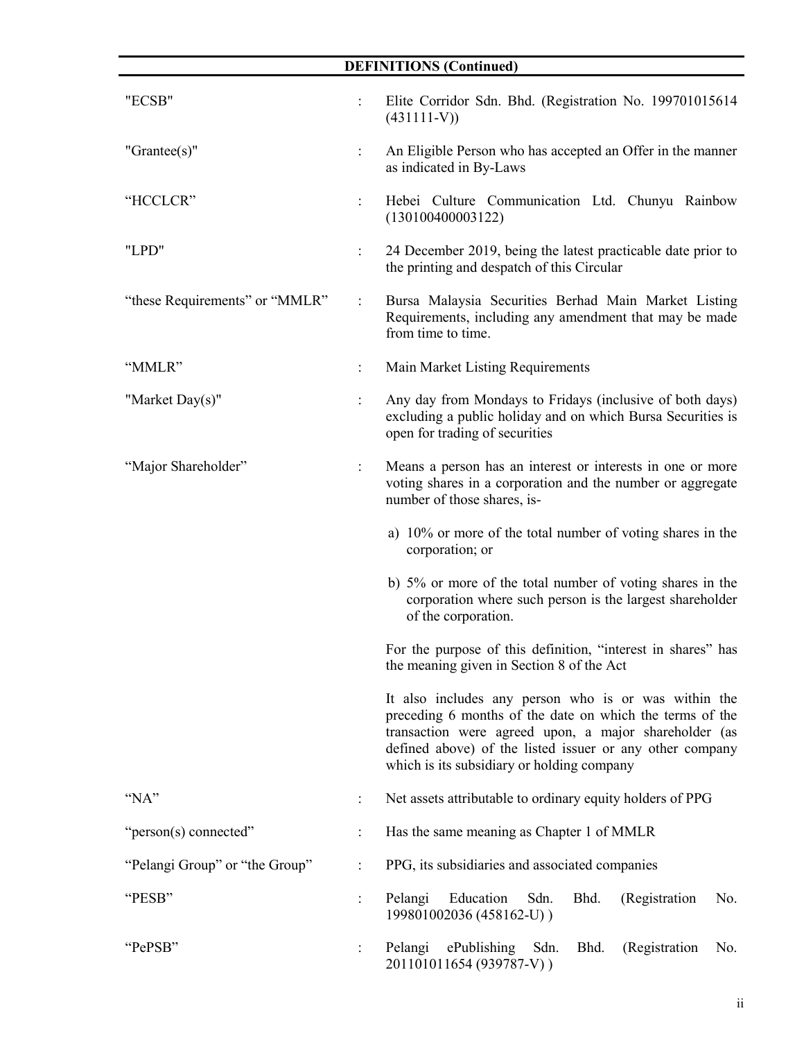## DEFINITIONS (Continued)

| | | |
|---|---|---|
| "ECSB" | : | Elite Corridor Sdn. Bhd. (Registration No. 199701015614 (431111-V)) |
| "Grantee(s)" | : | An Eligible Person who has accepted an Offer in the manner as indicated in By-Laws |
| "HCCLCR" | : | Hebei Culture Communication Ltd. Chunyu Rainbow (130100400003122) |
| "LPD" | : | 24 December 2019, being the latest practicable date prior to the printing and despatch of this Circular |
| "these Requirements" or "MMLR" | : | Bursa Malaysia Securities Berhad Main Market Listing Requirements, including any amendment that may be made from time to time. |
| "MMLR" | : | Main Market Listing Requirements |
| "Market Day(s)" | : | Any day from Mondays to Fridays (inclusive of both days) excluding a public holiday and on which Bursa Securities is open for trading of securities |
| "Major Shareholder" | : | Means a person has an interest or interests in one or more voting shares in a corporation and the number or aggregate number of those shares, is-<br><br>a) 10% or more of the total number of voting shares in the corporation; or<br><br>b) 5% or more of the total number of voting shares in the corporation where such person is the largest shareholder of the corporation.<br><br>For the purpose of this definition, "interest in shares" has the meaning given in Section 8 of the Act<br><br>It also includes any person who is or was within the preceding 6 months of the date on which the terms of the transaction were agreed upon, a major shareholder (as defined above) of the listed issuer or any other company which is its subsidiary or holding company |
| "NA" | : | Net assets attributable to ordinary equity holders of PPG |
| "person(s) connected" | : | Has the same meaning as Chapter 1 of MMLR |
| "Pelangi Group" or "the Group" | : | PPG, its subsidiaries and associated companies |
| "PESB" | : | Pelangi Education Sdn. Bhd. (Registration No. 199801002036 (458162-U) ) |
| "PePSB" | : | Pelangi ePublishing Sdn. Bhd. (Registration No. 201101011654 (939787-V) ) |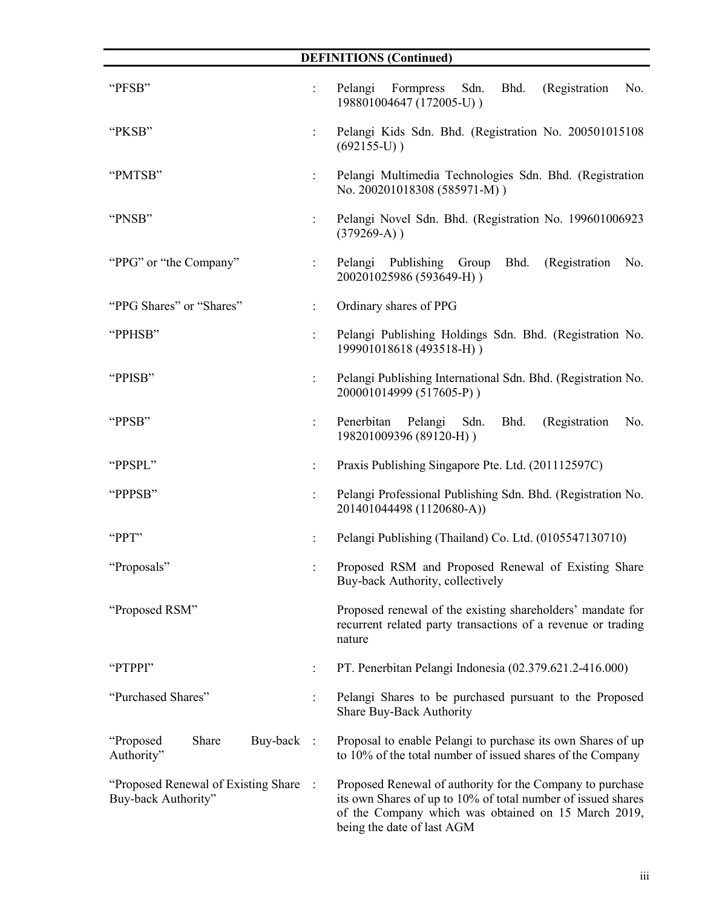## DEFINITIONS (Continued)

| | | |
|---|---|---|
| "PFSB" | : | Pelangi Formpress Sdn. Bhd. (Registration No. 198801004647 (172005-U) ) |
| "PKSB" | : | Pelangi Kids Sdn. Bhd. (Registration No. 200501015108 (692155-U) ) |
| "PMTSB" | : | Pelangi Multimedia Technologies Sdn. Bhd. (Registration No. 200201018308 (585971-M) ) |
| "PNSB" | : | Pelangi Novel Sdn. Bhd. (Registration No. 199601006923 (379269-A) ) |
| "PPG" or "the Company" | : | Pelangi Publishing Group Bhd. (Registration No. 200201025986 (593649-H) ) |
| "PPG Shares" or "Shares" | : | Ordinary shares of PPG |
| "PPHSB" | : | Pelangi Publishing Holdings Sdn. Bhd. (Registration No. 199901018618 (493518-H) ) |
| "PPISB" | : | Pelangi Publishing International Sdn. Bhd. (Registration No. 200001014999 (517605-P) ) |
| "PPSB" | : | Penerbitan Pelangi Sdn. Bhd. (Registration No. 198201009396 (89120-H) ) |
| "PPSPL" | : | Praxis Publishing Singapore Pte. Ltd. (201112597C) |
| "PPPSB" | : | Pelangi Professional Publishing Sdn. Bhd. (Registration No. 201401044498 (1120680-A)) |
| "PPT" | : | Pelangi Publishing (Thailand) Co. Ltd. (0105547130710) |
| "Proposals" | : | Proposed RSM and Proposed Renewal of Existing Share Buy-back Authority, collectively |
| "Proposed RSM" | | Proposed renewal of the existing shareholders' mandate for recurrent related party transactions of a revenue or trading nature |
| "PTPPI" | : | PT. Penerbitan Pelangi Indonesia (02.379.621.2-416.000) |
| "Purchased Shares" | : | Pelangi Shares to be purchased pursuant to the Proposed Share Buy-Back Authority |
| "Proposed Share Buy-back Authority" | : | Proposal to enable Pelangi to purchase its own Shares of up to 10% of the total number of issued shares of the Company |
| "Proposed Renewal of Existing Share Buy-back Authority" | : | Proposed Renewal of authority for the Company to purchase its own Shares of up to 10% of total number of issued shares of the Company which was obtained on 15 March 2019, being the date of last AGM |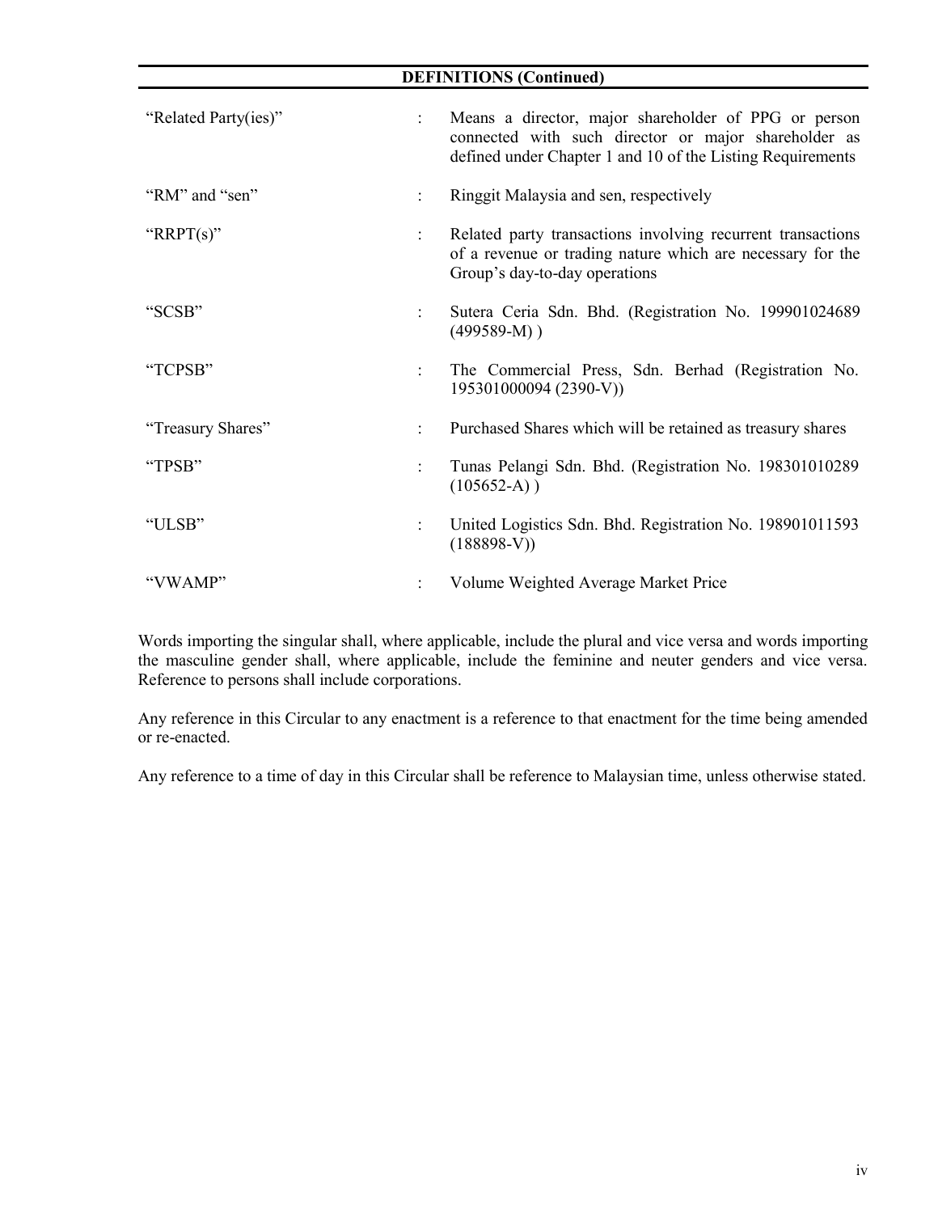## DEFINITIONS (Continued)

| | | |
|---|---|---|
| "Related Party(ies)" | : | Means a director, major shareholder of PPG or person connected with such director or major shareholder as defined under Chapter 1 and 10 of the Listing Requirements |
| "RM" and "sen" | : | Ringgit Malaysia and sen, respectively |
| "RRPT(s)" | : | Related party transactions involving recurrent transactions of a revenue or trading nature which are necessary for the Group's day-to-day operations |
| "SCSB" | : | Sutera Ceria Sdn. Bhd. (Registration No. 199901024689 (499589-M) ) |
| "TCPSB" | : | The Commercial Press, Sdn. Berhad (Registration No. 195301000094 (2390-V)) |
| "Treasury Shares" | : | Purchased Shares which will be retained as treasury shares |
| "TPSB" | : | Tunas Pelangi Sdn. Bhd. (Registration No. 198301010289 (105652-A) ) |
| "ULSB" | : | United Logistics Sdn. Bhd. Registration No. 198901011593 (188898-V)) |
| "VWAMP" | : | Volume Weighted Average Market Price |

Words importing the singular shall, where applicable, include the plural and vice versa and words importing the masculine gender shall, where applicable, include the feminine and neuter genders and vice versa. Reference to persons shall include corporations.

Any reference in this Circular to any enactment is a reference to that enactment for the time being amended or re-enacted.

Any reference to a time of day in this Circular shall be reference to Malaysian time, unless otherwise stated.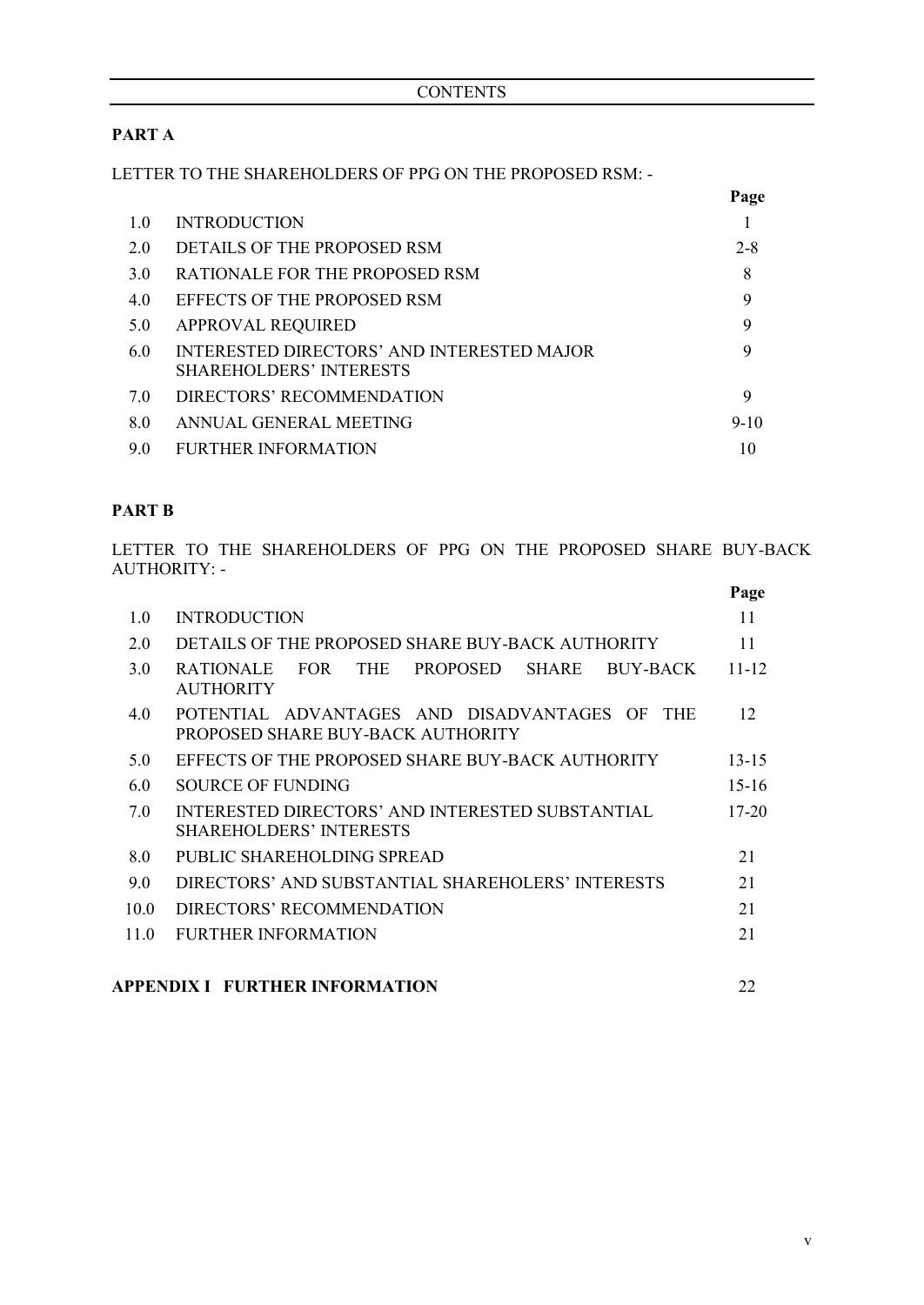## CONTENTS

### PART A

LETTER TO THE SHAREHOLDERS OF PPG ON THE PROPOSED RSM: -

| | | Page |
|---|---|---|
| 1.0 | INTRODUCTION | 1 |
| 2.0 | DETAILS OF THE PROPOSED RSM | 2-8 |
| 3.0 | RATIONALE FOR THE PROPOSED RSM | 8 |
| 4.0 | EFFECTS OF THE PROPOSED RSM | 9 |
| 5.0 | APPROVAL REQUIRED | 9 |
| 6.0 | INTERESTED DIRECTORS' AND INTERESTED MAJOR SHAREHOLDERS' INTERESTS | 9 |
| 7.0 | DIRECTORS' RECOMMENDATION | 9 |
| 8.0 | ANNUAL GENERAL MEETING | 9-10 |
| 9.0 | FURTHER INFORMATION | 10 |

### PART B

LETTER TO THE SHAREHOLDERS OF PPG ON THE PROPOSED SHARE BUY-BACK AUTHORITY: -

| | | Page |
|---|---|---|
| 1.0 | INTRODUCTION | 11 |
| 2.0 | DETAILS OF THE PROPOSED SHARE BUY-BACK AUTHORITY | 11 |
| 3.0 | RATIONALE FOR THE PROPOSED SHARE BUY-BACK AUTHORITY | 11-12 |
| 4.0 | POTENTIAL ADVANTAGES AND DISADVANTAGES OF THE PROPOSED SHARE BUY-BACK AUTHORITY | 12 |
| 5.0 | EFFECTS OF THE PROPOSED SHARE BUY-BACK AUTHORITY | 13-15 |
| 6.0 | SOURCE OF FUNDING | 15-16 |
| 7.0 | INTERESTED DIRECTORS' AND INTERESTED SUBSTANTIAL SHAREHOLDERS' INTERESTS | 17-20 |
| 8.0 | PUBLIC SHAREHOLDING SPREAD | 21 |
| 9.0 | DIRECTORS' AND SUBSTANTIAL SHAREHOLERS' INTERESTS | 21 |
| 10.0 | DIRECTORS' RECOMMENDATION | 21 |
| 11.0 | FURTHER INFORMATION | 21 |

**APPENDIX I FURTHER INFORMATION** 22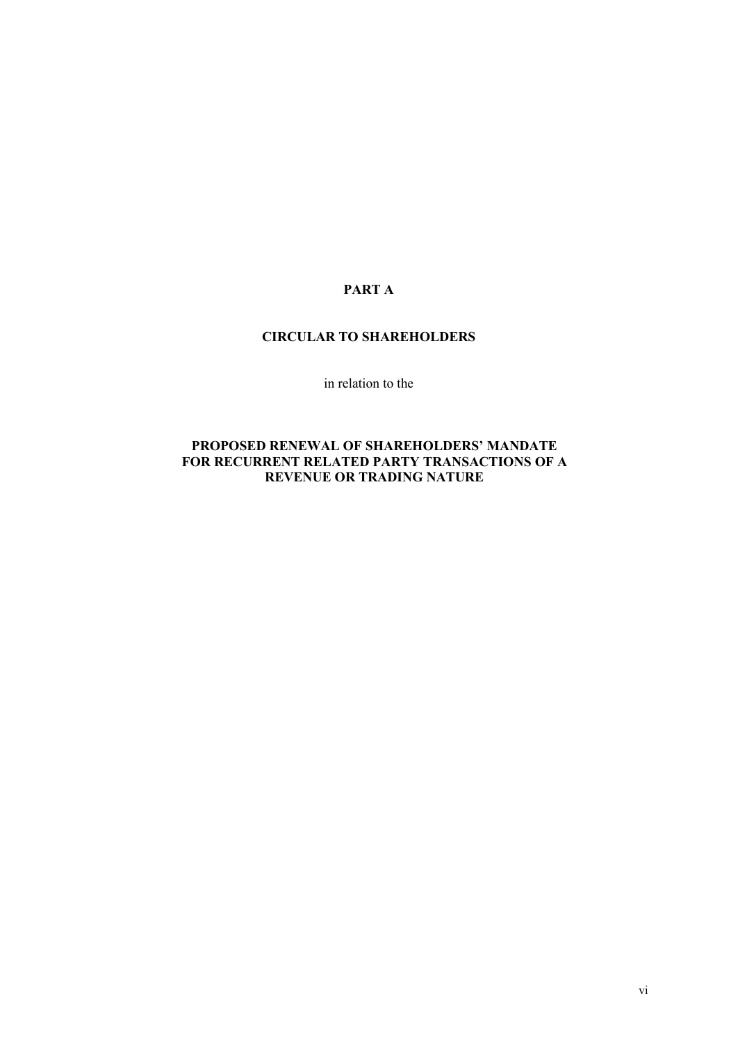# PART A

## CIRCULAR TO SHAREHOLDERS

in relation to the

## PROPOSED RENEWAL OF SHAREHOLDERS' MANDATE FOR RECURRENT RELATED PARTY TRANSACTIONS OF A REVENUE OR TRADING NATURE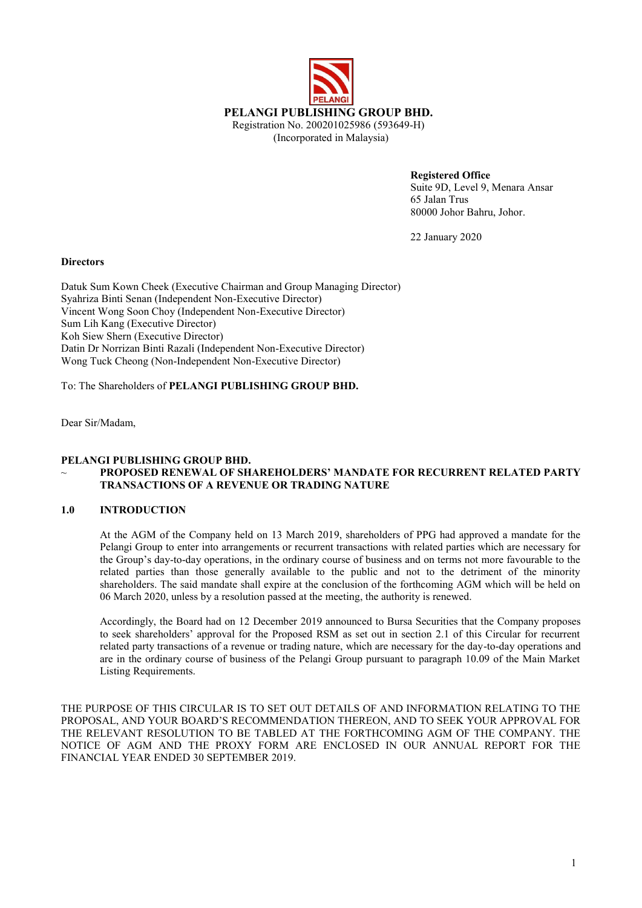**PELANGI PUBLISHING GROUP BHD.**
Registration No. 200201025986 (593649-H)
(Incorporated in Malaysia)

**Registered Office**
Suite 9D, Level 9, Menara Ansar
65 Jalan Trus
80000 Johor Bahru, Johor.

22 January 2020

**Directors**

Datuk Sum Kown Cheek (Executive Chairman and Group Managing Director)
Syahriza Binti Senan (Independent Non-Executive Director)
Vincent Wong Soon Choy (Independent Non-Executive Director)
Sum Lih Kang (Executive Director)
Koh Siew Shern (Executive Director)
Datin Dr Norrizan Binti Razali (Independent Non-Executive Director)
Wong Tuck Cheong (Non-Independent Non-Executive Director)

To: The Shareholders of **PELANGI PUBLISHING GROUP BHD.**

Dear Sir/Madam,

**PELANGI PUBLISHING GROUP BHD.**
**~ PROPOSED RENEWAL OF SHAREHOLDERS' MANDATE FOR RECURRENT RELATED PARTY TRANSACTIONS OF A REVENUE OR TRADING NATURE**

## 1.0 INTRODUCTION

At the AGM of the Company held on 13 March 2019, shareholders of PPG had approved a mandate for the Pelangi Group to enter into arrangements or recurrent transactions with related parties which are necessary for the Group's day-to-day operations, in the ordinary course of business and on terms not more favourable to the related parties than those generally available to the public and not to the detriment of the minority shareholders. The said mandate shall expire at the conclusion of the forthcoming AGM which will be held on 06 March 2020, unless by a resolution passed at the meeting, the authority is renewed.

Accordingly, the Board had on 12 December 2019 announced to Bursa Securities that the Company proposes to seek shareholders' approval for the Proposed RSM as set out in section 2.1 of this Circular for recurrent related party transactions of a revenue or trading nature, which are necessary for the day-to-day operations and are in the ordinary course of business of the Pelangi Group pursuant to paragraph 10.09 of the Main Market Listing Requirements.

THE PURPOSE OF THIS CIRCULAR IS TO SET OUT DETAILS OF AND INFORMATION RELATING TO THE PROPOSAL, AND YOUR BOARD'S RECOMMENDATION THEREON, AND TO SEEK YOUR APPROVAL FOR THE RELEVANT RESOLUTION TO BE TABLED AT THE FORTHCOMING AGM OF THE COMPANY. THE NOTICE OF AGM AND THE PROXY FORM ARE ENCLOSED IN OUR ANNUAL REPORT FOR THE FINANCIAL YEAR ENDED 30 SEPTEMBER 2019.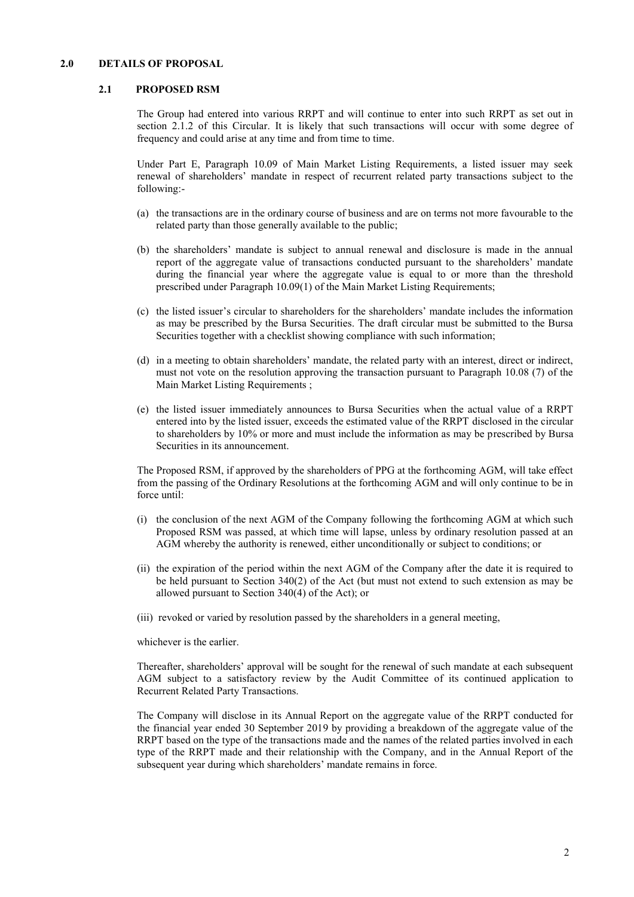## 2.0 DETAILS OF PROPOSAL

### 2.1 PROPOSED RSM

The Group had entered into various RRPT and will continue to enter into such RRPT as set out in section 2.1.2 of this Circular. It is likely that such transactions will occur with some degree of frequency and could arise at any time and from time to time.

Under Part E, Paragraph 10.09 of Main Market Listing Requirements, a listed issuer may seek renewal of shareholders' mandate in respect of recurrent related party transactions subject to the following:-

(a) the transactions are in the ordinary course of business and are on terms not more favourable to the related party than those generally available to the public;

(b) the shareholders' mandate is subject to annual renewal and disclosure is made in the annual report of the aggregate value of transactions conducted pursuant to the shareholders' mandate during the financial year where the aggregate value is equal to or more than the threshold prescribed under Paragraph 10.09(1) of the Main Market Listing Requirements;

(c) the listed issuer's circular to shareholders for the shareholders' mandate includes the information as may be prescribed by the Bursa Securities. The draft circular must be submitted to the Bursa Securities together with a checklist showing compliance with such information;

(d) in a meeting to obtain shareholders' mandate, the related party with an interest, direct or indirect, must not vote on the resolution approving the transaction pursuant to Paragraph 10.08 (7) of the Main Market Listing Requirements ;

(e) the listed issuer immediately announces to Bursa Securities when the actual value of a RRPT entered into by the listed issuer, exceeds the estimated value of the RRPT disclosed in the circular to shareholders by 10% or more and must include the information as may be prescribed by Bursa Securities in its announcement.

The Proposed RSM, if approved by the shareholders of PPG at the forthcoming AGM, will take effect from the passing of the Ordinary Resolutions at the forthcoming AGM and will only continue to be in force until:

(i) the conclusion of the next AGM of the Company following the forthcoming AGM at which such Proposed RSM was passed, at which time will lapse, unless by ordinary resolution passed at an AGM whereby the authority is renewed, either unconditionally or subject to conditions; or

(ii) the expiration of the period within the next AGM of the Company after the date it is required to be held pursuant to Section 340(2) of the Act (but must not extend to such extension as may be allowed pursuant to Section 340(4) of the Act); or

(iii) revoked or varied by resolution passed by the shareholders in a general meeting,

whichever is the earlier.

Thereafter, shareholders' approval will be sought for the renewal of such mandate at each subsequent AGM subject to a satisfactory review by the Audit Committee of its continued application to Recurrent Related Party Transactions.

The Company will disclose in its Annual Report on the aggregate value of the RRPT conducted for the financial year ended 30 September 2019 by providing a breakdown of the aggregate value of the RRPT based on the type of the transactions made and the names of the related parties involved in each type of the RRPT made and their relationship with the Company, and in the Annual Report of the subsequent year during which shareholders' mandate remains in force.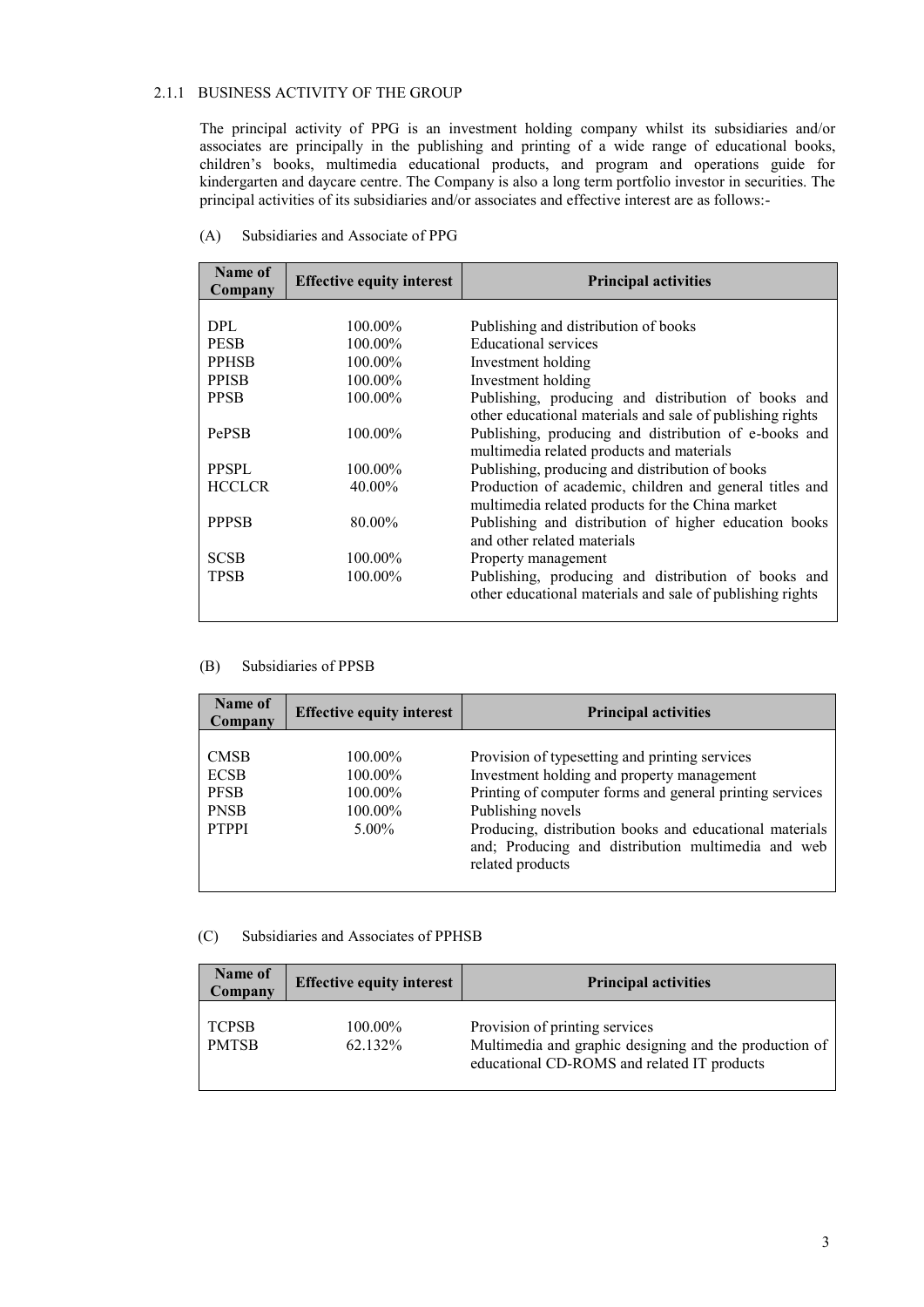### 2.1.1 BUSINESS ACTIVITY OF THE GROUP

The principal activity of PPG is an investment holding company whilst its subsidiaries and/or associates are principally in the publishing and printing of a wide range of educational books, children's books, multimedia educational products, and program and operations guide for kindergarten and daycare centre. The Company is also a long term portfolio investor in securities. The principal activities of its subsidiaries and/or associates and effective interest are as follows:-

(A) Subsidiaries and Associate of PPG

| Name of Company | Effective equity interest | Principal activities |
|---|---|---|
| DPL | 100.00% | Publishing and distribution of books |
| PESB | 100.00% | Educational services |
| PPHSB | 100.00% | Investment holding |
| PPISB | 100.00% | Investment holding |
| PPSB | 100.00% | Publishing, producing and distribution of books and other educational materials and sale of publishing rights |
| PePSB | 100.00% | Publishing, producing and distribution of e-books and multimedia related products and materials |
| PPSPL | 100.00% | Publishing, producing and distribution of books |
| HCCLCR | 40.00% | Production of academic, children and general titles and multimedia related products for the China market |
| PPPSB | 80.00% | Publishing and distribution of higher education books and other related materials |
| SCSB | 100.00% | Property management |
| TPSB | 100.00% | Publishing, producing and distribution of books and other educational materials and sale of publishing rights |

(B) Subsidiaries of PPSB

| Name of Company | Effective equity interest | Principal activities |
|---|---|---|
| CMSB | 100.00% | Provision of typesetting and printing services |
| ECSB | 100.00% | Investment holding and property management |
| PFSB | 100.00% | Printing of computer forms and general printing services |
| PNSB | 100.00% | Publishing novels |
| PTPPI | 5.00% | Producing, distribution books and educational materials and; Producing and distribution multimedia and web related products |

(C) Subsidiaries and Associates of PPHSB

| Name of Company | Effective equity interest | Principal activities |
|---|---|---|
| TCPSB | 100.00% | Provision of printing services |
| PMTSB | 62.132% | Multimedia and graphic designing and the production of educational CD-ROMS and related IT products |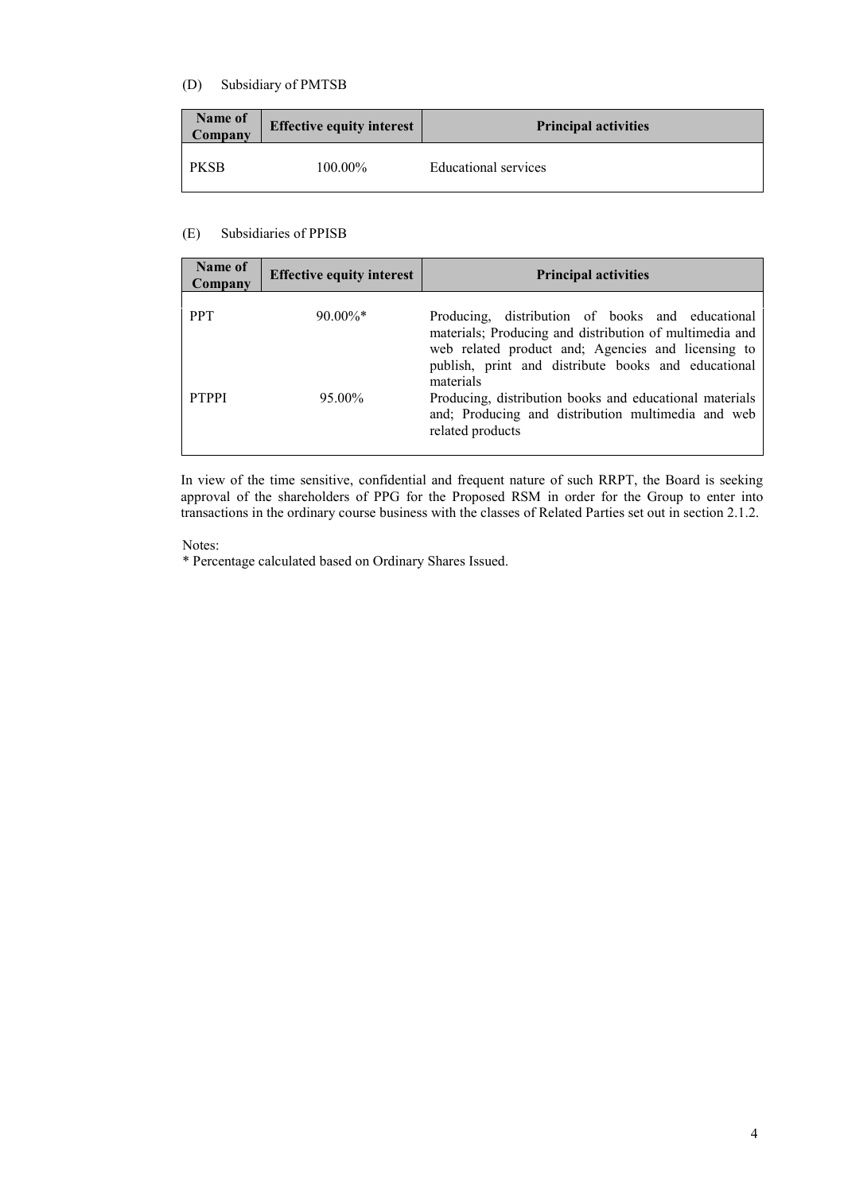(D) Subsidiary of PMTSB

| Name of Company | Effective equity interest | Principal activities |
|---|---|---|
| PKSB | 100.00% | Educational services |

(E) Subsidiaries of PPISB

| Name of Company | Effective equity interest | Principal activities |
|---|---|---|
| PPT | 90.00%* | Producing, distribution of books and educational materials; Producing and distribution of multimedia and web related product and; Agencies and licensing to publish, print and distribute books and educational materials |
| PTPPI | 95.00% | Producing, distribution books and educational materials and; Producing and distribution multimedia and web related products |

In view of the time sensitive, confidential and frequent nature of such RRPT, the Board is seeking approval of the shareholders of PPG for the Proposed RSM in order for the Group to enter into transactions in the ordinary course business with the classes of Related Parties set out in section 2.1.2.

Notes:
* Percentage calculated based on Ordinary Shares Issued.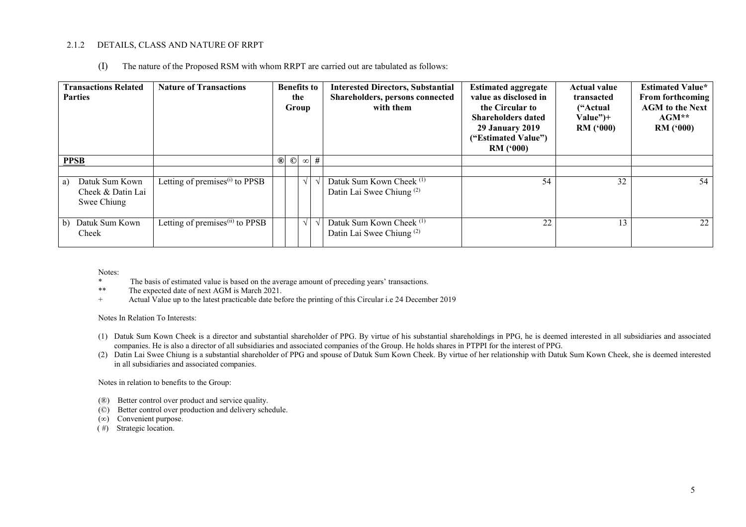2.1.2 DETAILS, CLASS AND NATURE OF RRPT

(I) The nature of the Proposed RSM with whom RRPT are carried out are tabulated as follows:

| Transactions Related Parties | Nature of Transactions | Benefits to the Group | | | | Interested Directors, Substantial Shareholders, persons connected with them | Estimated aggregate value as disclosed in the Circular to Shareholders dated 29 January 2019 ("Estimated Value") RM ('000) | Actual value transacted ("Actual Value")+ RM ('000) | Estimated Value* From forthcoming AGM to the Next AGM** RM ('000) |
|---|---|---|---|---|---|---|---|---|---|
| **PPSB** | | ® | © | ∞ | # | | | | |
| a) Datuk Sum Kown Cheek & Datin Lai Swee Chiung | Letting of premises(i) to PPSB | | | √ | √ | Datuk Sum Kown Cheek (1)<br>Datin Lai Swee Chiung (2) | 54 | 32 | 54 |
| b) Datuk Sum Kown Cheek | Letting of premises(ii) to PPSB | | | √ | √ | Datuk Sum Kown Cheek (1)<br>Datin Lai Swee Chiung (2) | 22 | 13 | 22 |

Notes:

\* The basis of estimated value is based on the average amount of preceding years' transactions.

** The expected date of next AGM is March 2021.

\+ Actual Value up to the latest practicable date before the printing of this Circular i.e 24 December 2019

Notes In Relation To Interests:

(1) Datuk Sum Kown Cheek is a director and substantial shareholder of PPG. By virtue of his substantial shareholdings in PPG, he is deemed interested in all subsidiaries and associated companies. He is also a director of all subsidiaries and associated companies of the Group. He holds shares in PTPPI for the interest of PPG.

(2) Datin Lai Swee Chiung is a substantial shareholder of PPG and spouse of Datuk Sum Kown Cheek. By virtue of her relationship with Datuk Sum Kown Cheek, she is deemed interested in all subsidiaries and associated companies.

Notes in relation to benefits to the Group:

(®) Better control over product and service quality.

(©) Better control over production and delivery schedule.

(∞) Convenient purpose.

(#) Strategic location.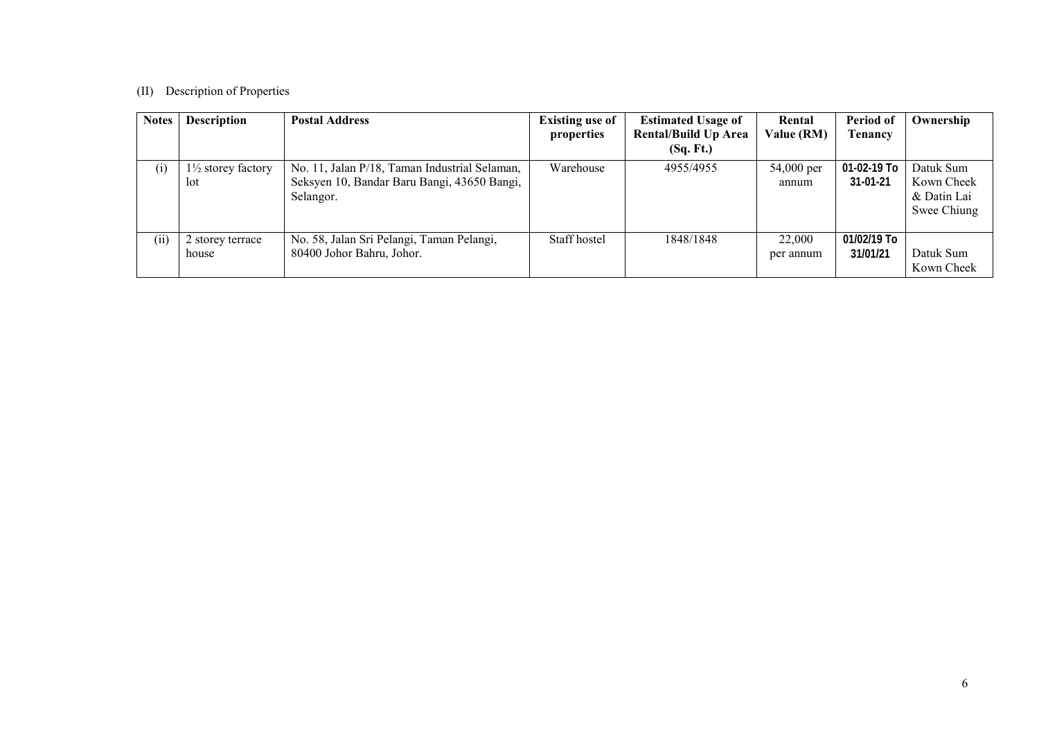(II) Description of Properties

| Notes | Description | Postal Address | Existing use of properties | Estimated Usage of Rental/Build Up Area (Sq. Ft.) | Rental Value (RM) | Period of Tenancy | Ownership |
|---|---|---|---|---|---|---|---|
| (i) | 1½ storey factory lot | No. 11, Jalan P/18, Taman Industrial Selaman, Seksyen 10, Bandar Baru Bangi, 43650 Bangi, Selangor. | Warehouse | 4955/4955 | 54,000 per annum | 01-02-19 To 31-01-21 | Datuk Sum Kown Cheek & Datin Lai Swee Chiung |
| (ii) | 2 storey terrace house | No. 58, Jalan Sri Pelangi, Taman Pelangi, 80400 Johor Bahru, Johor. | Staff hostel | 1848/1848 | 22,000 per annum | 01/02/19 To 31/01/21 | Datuk Sum Kown Cheek |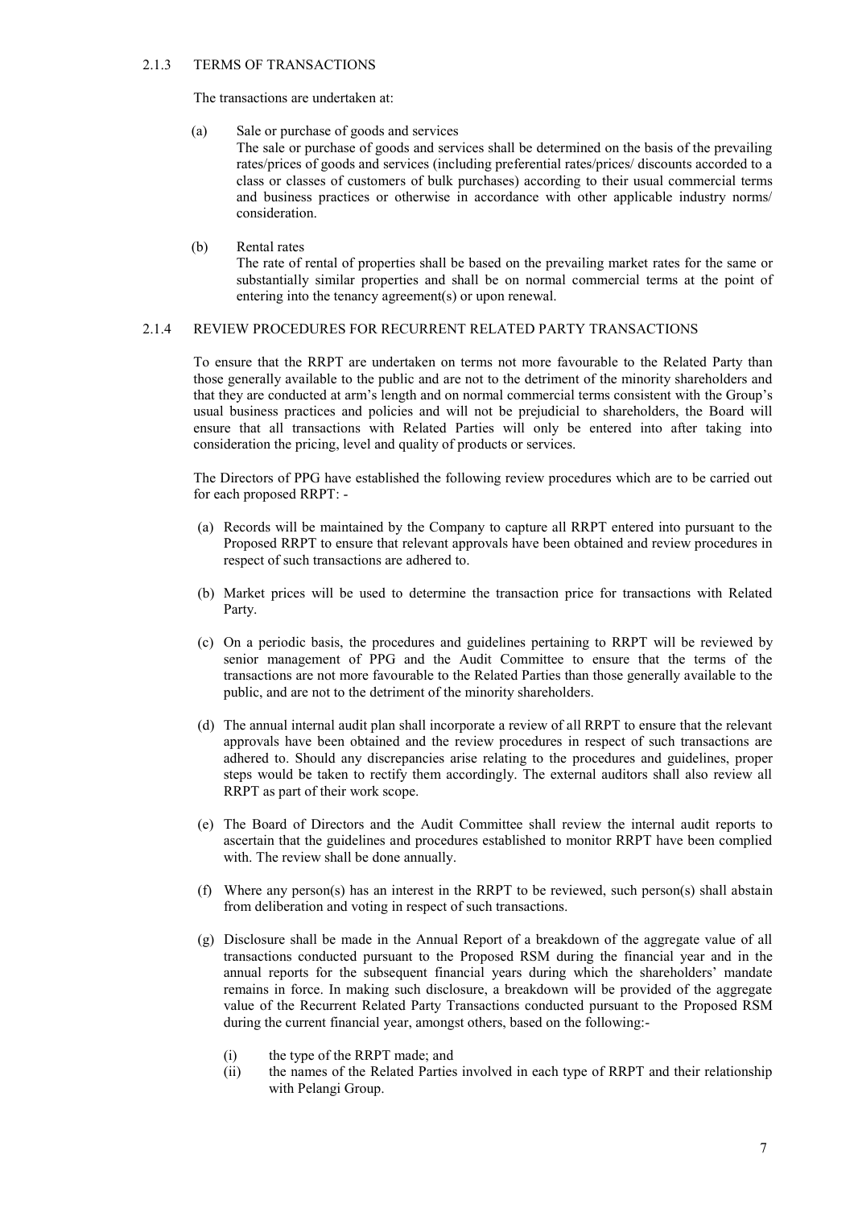#### 2.1.3 TERMS OF TRANSACTIONS

The transactions are undertaken at:

(a) Sale or purchase of goods and services
The sale or purchase of goods and services shall be determined on the basis of the prevailing rates/prices of goods and services (including preferential rates/prices/ discounts accorded to a class or classes of customers of bulk purchases) according to their usual commercial terms and business practices or otherwise in accordance with other applicable industry norms/ consideration.

(b) Rental rates
The rate of rental of properties shall be based on the prevailing market rates for the same or substantially similar properties and shall be on normal commercial terms at the point of entering into the tenancy agreement(s) or upon renewal.

#### 2.1.4 REVIEW PROCEDURES FOR RECURRENT RELATED PARTY TRANSACTIONS

To ensure that the RRPT are undertaken on terms not more favourable to the Related Party than those generally available to the public and are not to the detriment of the minority shareholders and that they are conducted at arm's length and on normal commercial terms consistent with the Group's usual business practices and policies and will not be prejudicial to shareholders, the Board will ensure that all transactions with Related Parties will only be entered into after taking into consideration the pricing, level and quality of products or services.

The Directors of PPG have established the following review procedures which are to be carried out for each proposed RRPT: -

(a) Records will be maintained by the Company to capture all RRPT entered into pursuant to the Proposed RRPT to ensure that relevant approvals have been obtained and review procedures in respect of such transactions are adhered to.

(b) Market prices will be used to determine the transaction price for transactions with Related Party.

(c) On a periodic basis, the procedures and guidelines pertaining to RRPT will be reviewed by senior management of PPG and the Audit Committee to ensure that the terms of the transactions are not more favourable to the Related Parties than those generally available to the public, and are not to the detriment of the minority shareholders.

(d) The annual internal audit plan shall incorporate a review of all RRPT to ensure that the relevant approvals have been obtained and the review procedures in respect of such transactions are adhered to. Should any discrepancies arise relating to the procedures and guidelines, proper steps would be taken to rectify them accordingly. The external auditors shall also review all RRPT as part of their work scope.

(e) The Board of Directors and the Audit Committee shall review the internal audit reports to ascertain that the guidelines and procedures established to monitor RRPT have been complied with. The review shall be done annually.

(f) Where any person(s) has an interest in the RRPT to be reviewed, such person(s) shall abstain from deliberation and voting in respect of such transactions.

(g) Disclosure shall be made in the Annual Report of a breakdown of the aggregate value of all transactions conducted pursuant to the Proposed RSM during the financial year and in the annual reports for the subsequent financial years during which the shareholders' mandate remains in force. In making such disclosure, a breakdown will be provided of the aggregate value of the Recurrent Related Party Transactions conducted pursuant to the Proposed RSM during the current financial year, amongst others, based on the following:-

(i) the type of the RRPT made; and
(ii) the names of the Related Parties involved in each type of RRPT and their relationship with Pelangi Group.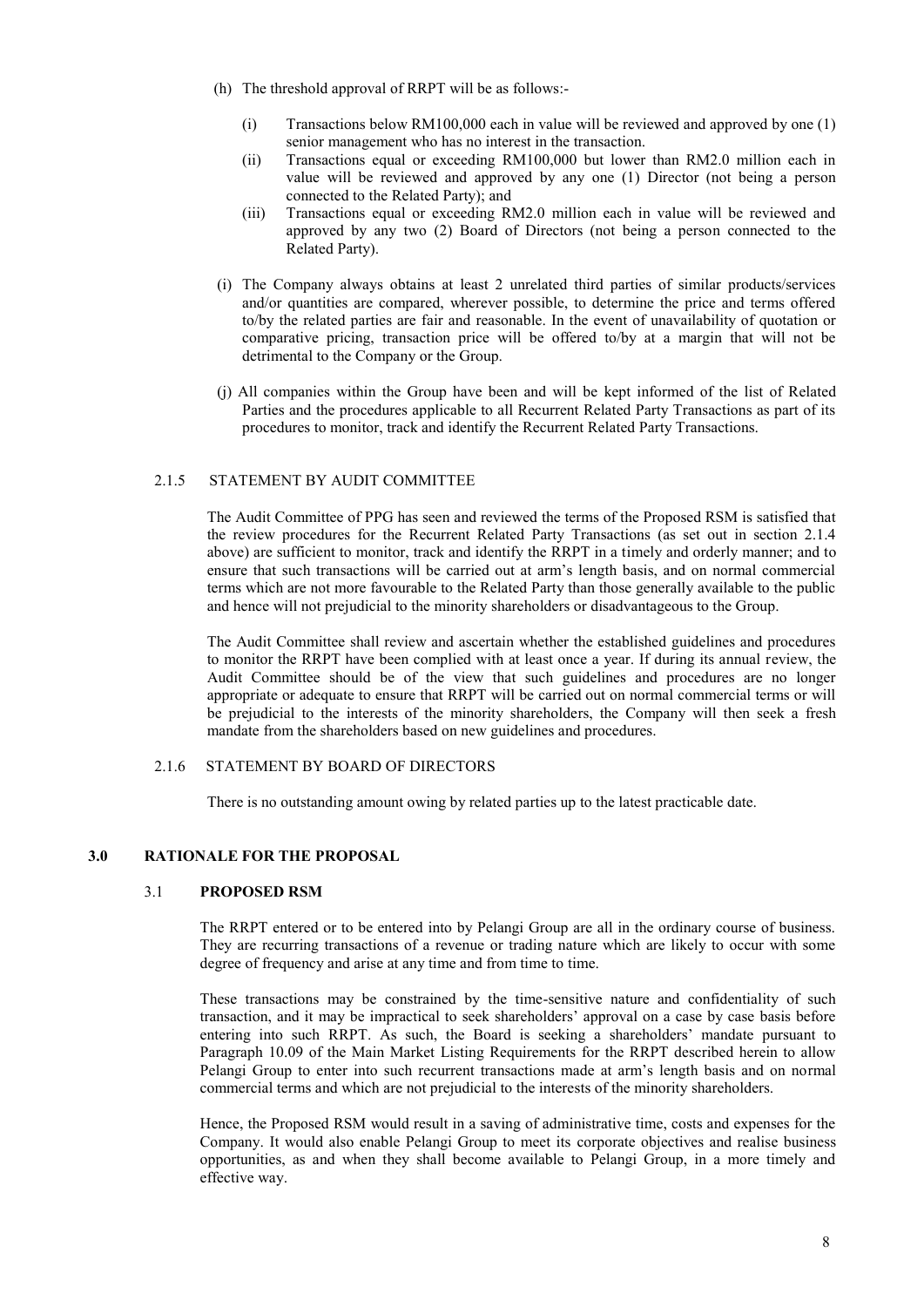(h) The threshold approval of RRPT will be as follows:-

   (i) Transactions below RM100,000 each in value will be reviewed and approved by one (1) senior management who has no interest in the transaction.
   (ii) Transactions equal or exceeding RM100,000 but lower than RM2.0 million each in value will be reviewed and approved by any one (1) Director (not being a person connected to the Related Party); and
   (iii) Transactions equal or exceeding RM2.0 million each in value will be reviewed and approved by any two (2) Board of Directors (not being a person connected to the Related Party).

(i) The Company always obtains at least 2 unrelated third parties of similar products/services and/or quantities are compared, wherever possible, to determine the price and terms offered to/by the related parties are fair and reasonable. In the event of unavailability of quotation or comparative pricing, transaction price will be offered to/by at a margin that will not be detrimental to the Company or the Group.

(j) All companies within the Group have been and will be kept informed of the list of Related Parties and the procedures applicable to all Recurrent Related Party Transactions as part of its procedures to monitor, track and identify the Recurrent Related Party Transactions.

#### 2.1.5 STATEMENT BY AUDIT COMMITTEE

The Audit Committee of PPG has seen and reviewed the terms of the Proposed RSM is satisfied that the review procedures for the Recurrent Related Party Transactions (as set out in section 2.1.4 above) are sufficient to monitor, track and identify the RRPT in a timely and orderly manner; and to ensure that such transactions will be carried out at arm's length basis, and on normal commercial terms which are not more favourable to the Related Party than those generally available to the public and hence will not prejudicial to the minority shareholders or disadvantageous to the Group.

The Audit Committee shall review and ascertain whether the established guidelines and procedures to monitor the RRPT have been complied with at least once a year. If during its annual review, the Audit Committee should be of the view that such guidelines and procedures are no longer appropriate or adequate to ensure that RRPT will be carried out on normal commercial terms or will be prejudicial to the interests of the minority shareholders, the Company will then seek a fresh mandate from the shareholders based on new guidelines and procedures.

#### 2.1.6 STATEMENT BY BOARD OF DIRECTORS

There is no outstanding amount owing by related parties up to the latest practicable date.

## 3.0 RATIONALE FOR THE PROPOSAL

### 3.1 PROPOSED RSM

The RRPT entered or to be entered into by Pelangi Group are all in the ordinary course of business. They are recurring transactions of a revenue or trading nature which are likely to occur with some degree of frequency and arise at any time and from time to time.

These transactions may be constrained by the time-sensitive nature and confidentiality of such transaction, and it may be impractical to seek shareholders' approval on a case by case basis before entering into such RRPT. As such, the Board is seeking a shareholders' mandate pursuant to Paragraph 10.09 of the Main Market Listing Requirements for the RRPT described herein to allow Pelangi Group to enter into such recurrent transactions made at arm's length basis and on normal commercial terms and which are not prejudicial to the interests of the minority shareholders.

Hence, the Proposed RSM would result in a saving of administrative time, costs and expenses for the Company. It would also enable Pelangi Group to meet its corporate objectives and realise business opportunities, as and when they shall become available to Pelangi Group, in a more timely and effective way.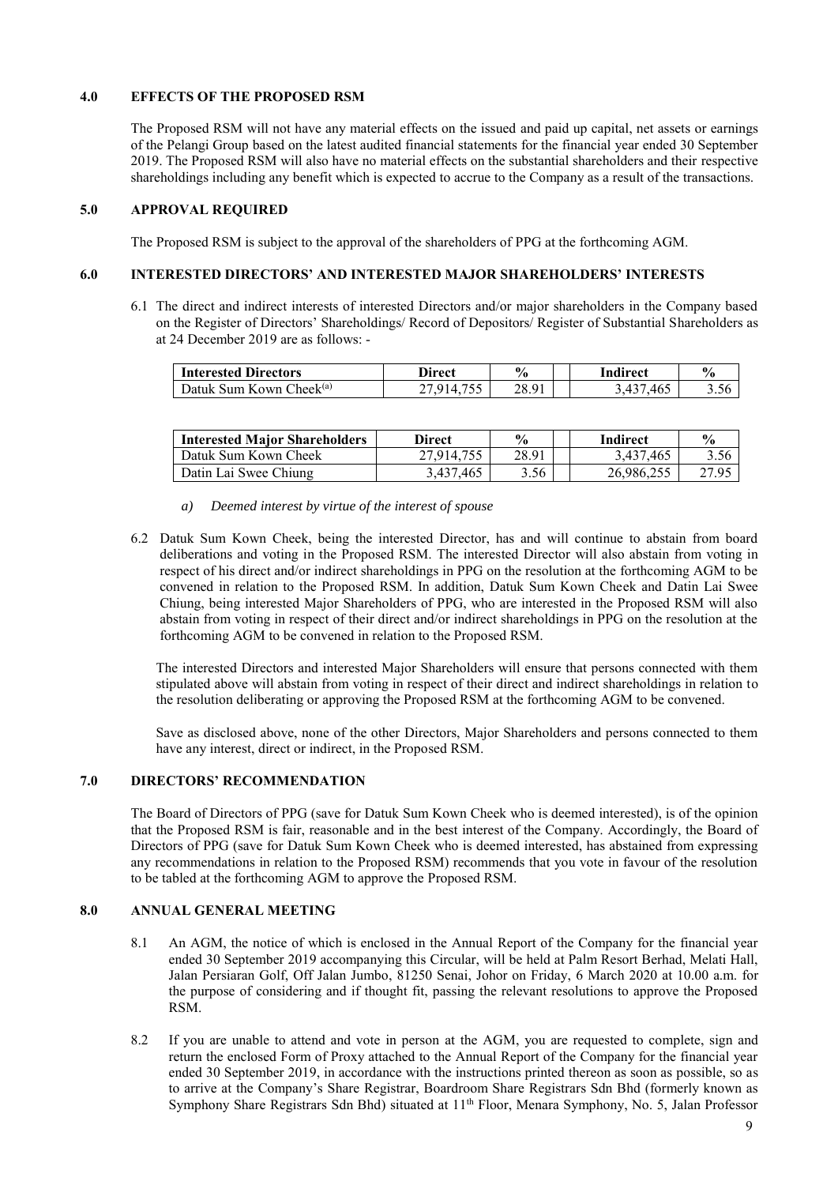## 4.0 EFFECTS OF THE PROPOSED RSM

The Proposed RSM will not have any material effects on the issued and paid up capital, net assets or earnings of the Pelangi Group based on the latest audited financial statements for the financial year ended 30 September 2019. The Proposed RSM will also have no material effects on the substantial shareholders and their respective shareholdings including any benefit which is expected to accrue to the Company as a result of the transactions.

## 5.0 APPROVAL REQUIRED

The Proposed RSM is subject to the approval of the shareholders of PPG at the forthcoming AGM.

## 6.0 INTERESTED DIRECTORS' AND INTERESTED MAJOR SHAREHOLDERS' INTERESTS

6.1 The direct and indirect interests of interested Directors and/or major shareholders in the Company based on the Register of Directors' Shareholdings/ Record of Depositors/ Register of Substantial Shareholders as at 24 December 2019 are as follows: -

| Interested Directors | Direct | % | | Indirect | % |
|---|---|---|---|---|---|
| Datuk Sum Kown Cheek[(a)] | 27,914,755 | 28.91 | | 3,437,465 | 3.56 |

| Interested Major Shareholders | Direct | % | | Indirect | % |
|---|---|---|---|---|---|
| Datuk Sum Kown Cheek | 27,914,755 | 28.91 | | 3,437,465 | 3.56 |
| Datin Lai Swee Chiung | 3,437,465 | 3.56 | | 26,986,255 | 27.95 |

*a) Deemed interest by virtue of the interest of spouse*

6.2 Datuk Sum Kown Cheek, being the interested Director, has and will continue to abstain from board deliberations and voting in the Proposed RSM. The interested Director will also abstain from voting in respect of his direct and/or indirect shareholdings in PPG on the resolution at the forthcoming AGM to be convened in relation to the Proposed RSM. In addition, Datuk Sum Kown Cheek and Datin Lai Swee Chiung, being interested Major Shareholders of PPG, who are interested in the Proposed RSM will also abstain from voting in respect of their direct and/or indirect shareholdings in PPG on the resolution at the forthcoming AGM to be convened in relation to the Proposed RSM.

The interested Directors and interested Major Shareholders will ensure that persons connected with them stipulated above will abstain from voting in respect of their direct and indirect shareholdings in relation to the resolution deliberating or approving the Proposed RSM at the forthcoming AGM to be convened.

Save as disclosed above, none of the other Directors, Major Shareholders and persons connected to them have any interest, direct or indirect, in the Proposed RSM.

## 7.0 DIRECTORS' RECOMMENDATION

The Board of Directors of PPG (save for Datuk Sum Kown Cheek who is deemed interested), is of the opinion that the Proposed RSM is fair, reasonable and in the best interest of the Company. Accordingly, the Board of Directors of PPG (save for Datuk Sum Kown Cheek who is deemed interested, has abstained from expressing any recommendations in relation to the Proposed RSM) recommends that you vote in favour of the resolution to be tabled at the forthcoming AGM to approve the Proposed RSM.

## 8.0 ANNUAL GENERAL MEETING

8.1 An AGM, the notice of which is enclosed in the Annual Report of the Company for the financial year ended 30 September 2019 accompanying this Circular, will be held at Palm Resort Berhad, Melati Hall, Jalan Persiaran Golf, Off Jalan Jumbo, 81250 Senai, Johor on Friday, 6 March 2020 at 10.00 a.m. for the purpose of considering and if thought fit, passing the relevant resolutions to approve the Proposed RSM.

8.2 If you are unable to attend and vote in person at the AGM, you are requested to complete, sign and return the enclosed Form of Proxy attached to the Annual Report of the Company for the financial year ended 30 September 2019, in accordance with the instructions printed thereon as soon as possible, so as to arrive at the Company's Share Registrar, Boardroom Share Registrars Sdn Bhd (formerly known as Symphony Share Registrars Sdn Bhd) situated at 11th Floor, Menara Symphony, No. 5, Jalan Professor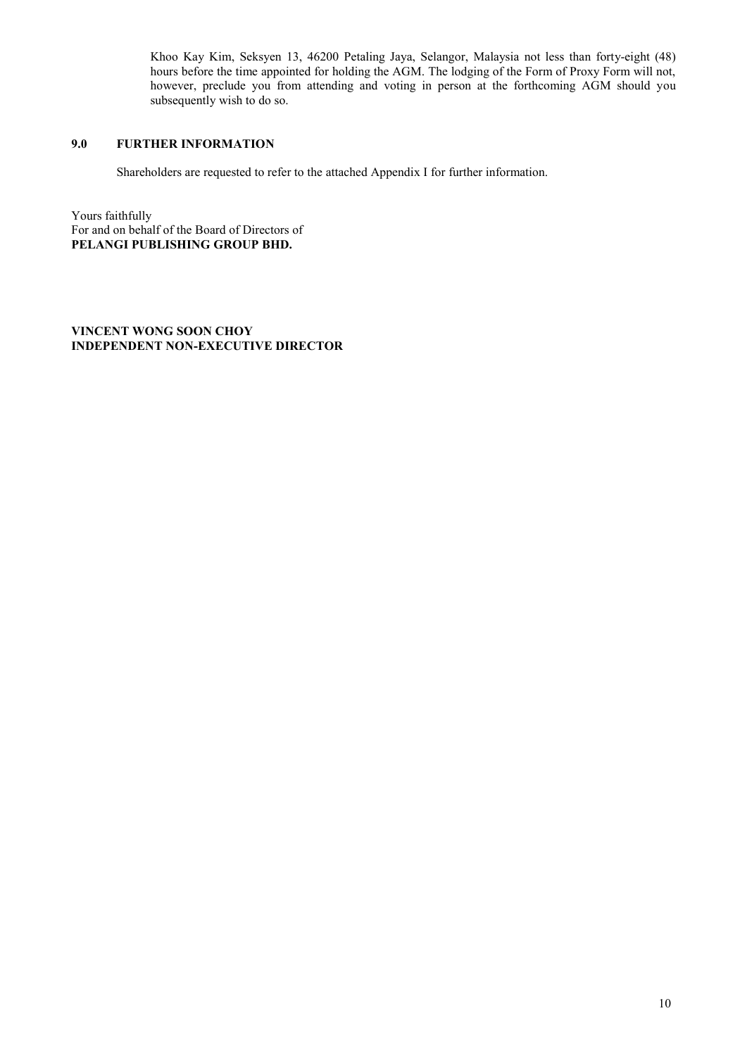Khoo Kay Kim, Seksyen 13, 46200 Petaling Jaya, Selangor, Malaysia not less than forty-eight (48) hours before the time appointed for holding the AGM. The lodging of the Form of Proxy Form will not, however, preclude you from attending and voting in person at the forthcoming AGM should you subsequently wish to do so.

## 9.0 FURTHER INFORMATION

Shareholders are requested to refer to the attached Appendix I for further information.

Yours faithfully
For and on behalf of the Board of Directors of
**PELANGI PUBLISHING GROUP BHD.**

**VINCENT WONG SOON CHOY**
**INDEPENDENT NON-EXECUTIVE DIRECTOR**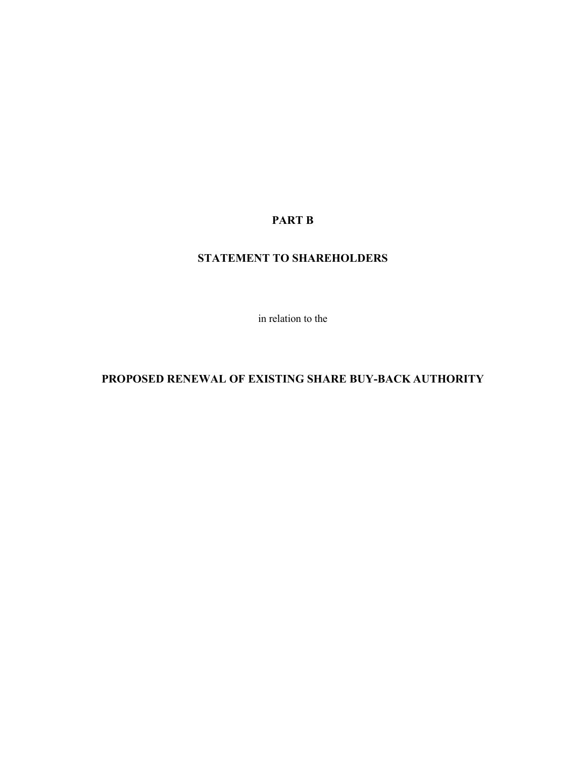# PART B

## STATEMENT TO SHAREHOLDERS

in relation to the

## PROPOSED RENEWAL OF EXISTING SHARE BUY-BACK AUTHORITY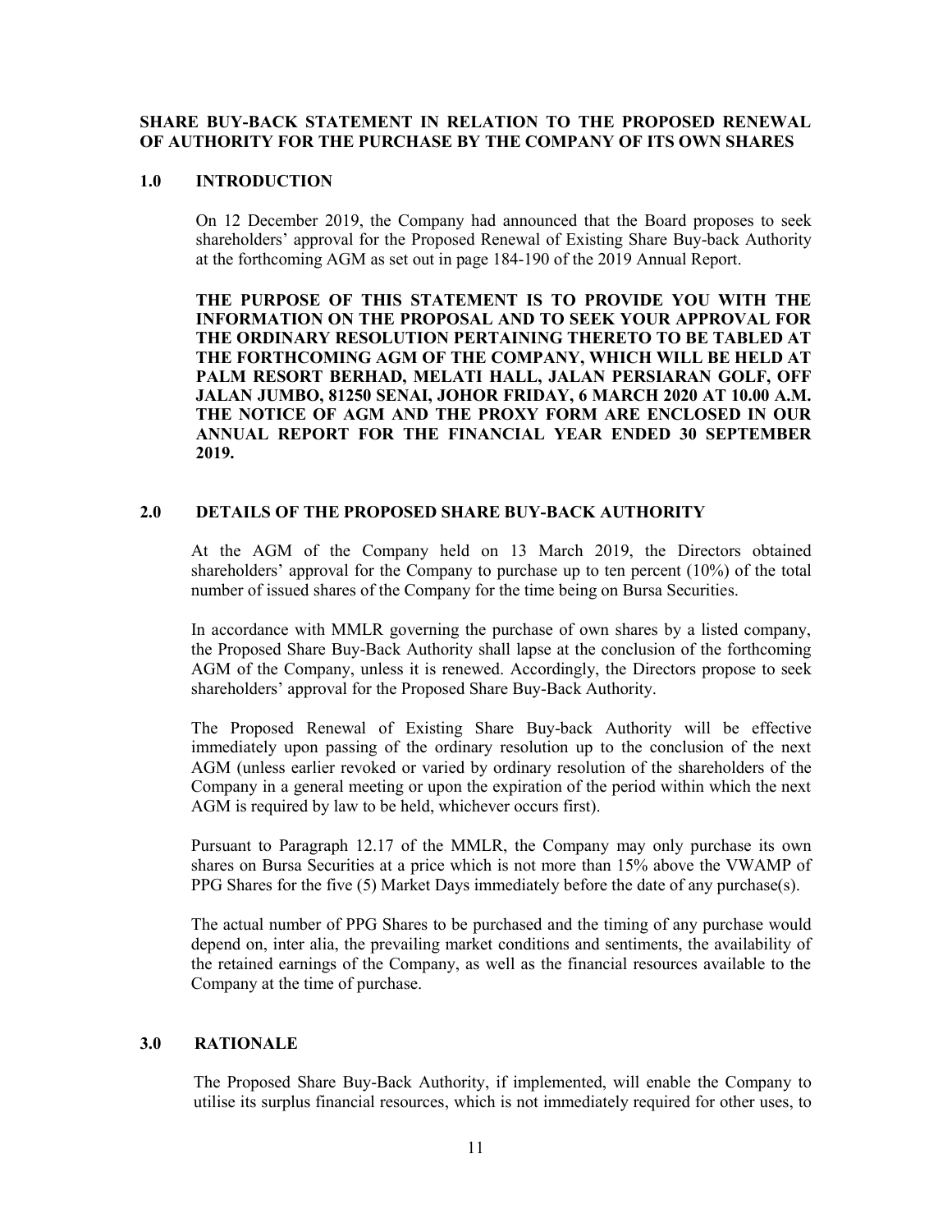**SHARE BUY-BACK STATEMENT IN RELATION TO THE PROPOSED RENEWAL OF AUTHORITY FOR THE PURCHASE BY THE COMPANY OF ITS OWN SHARES**

## 1.0 INTRODUCTION

On 12 December 2019, the Company had announced that the Board proposes to seek shareholders' approval for the Proposed Renewal of Existing Share Buy-back Authority at the forthcoming AGM as set out in page 184-190 of the 2019 Annual Report.

**THE PURPOSE OF THIS STATEMENT IS TO PROVIDE YOU WITH THE INFORMATION ON THE PROPOSAL AND TO SEEK YOUR APPROVAL FOR THE ORDINARY RESOLUTION PERTAINING THERETO TO BE TABLED AT THE FORTHCOMING AGM OF THE COMPANY, WHICH WILL BE HELD AT PALM RESORT BERHAD, MELATI HALL, JALAN PERSIARAN GOLF, OFF JALAN JUMBO, 81250 SENAI, JOHOR FRIDAY, 6 MARCH 2020 AT 10.00 A.M. THE NOTICE OF AGM AND THE PROXY FORM ARE ENCLOSED IN OUR ANNUAL REPORT FOR THE FINANCIAL YEAR ENDED 30 SEPTEMBER 2019.**

## 2.0 DETAILS OF THE PROPOSED SHARE BUY-BACK AUTHORITY

At the AGM of the Company held on 13 March 2019, the Directors obtained shareholders' approval for the Company to purchase up to ten percent (10%) of the total number of issued shares of the Company for the time being on Bursa Securities.

In accordance with MMLR governing the purchase of own shares by a listed company, the Proposed Share Buy-Back Authority shall lapse at the conclusion of the forthcoming AGM of the Company, unless it is renewed. Accordingly, the Directors propose to seek shareholders' approval for the Proposed Share Buy-Back Authority.

The Proposed Renewal of Existing Share Buy-back Authority will be effective immediately upon passing of the ordinary resolution up to the conclusion of the next AGM (unless earlier revoked or varied by ordinary resolution of the shareholders of the Company in a general meeting or upon the expiration of the period within which the next AGM is required by law to be held, whichever occurs first).

Pursuant to Paragraph 12.17 of the MMLR, the Company may only purchase its own shares on Bursa Securities at a price which is not more than 15% above the VWAMP of PPG Shares for the five (5) Market Days immediately before the date of any purchase(s).

The actual number of PPG Shares to be purchased and the timing of any purchase would depend on, inter alia, the prevailing market conditions and sentiments, the availability of the retained earnings of the Company, as well as the financial resources available to the Company at the time of purchase.

## 3.0 RATIONALE

The Proposed Share Buy-Back Authority, if implemented, will enable the Company to utilise its surplus financial resources, which is not immediately required for other uses, to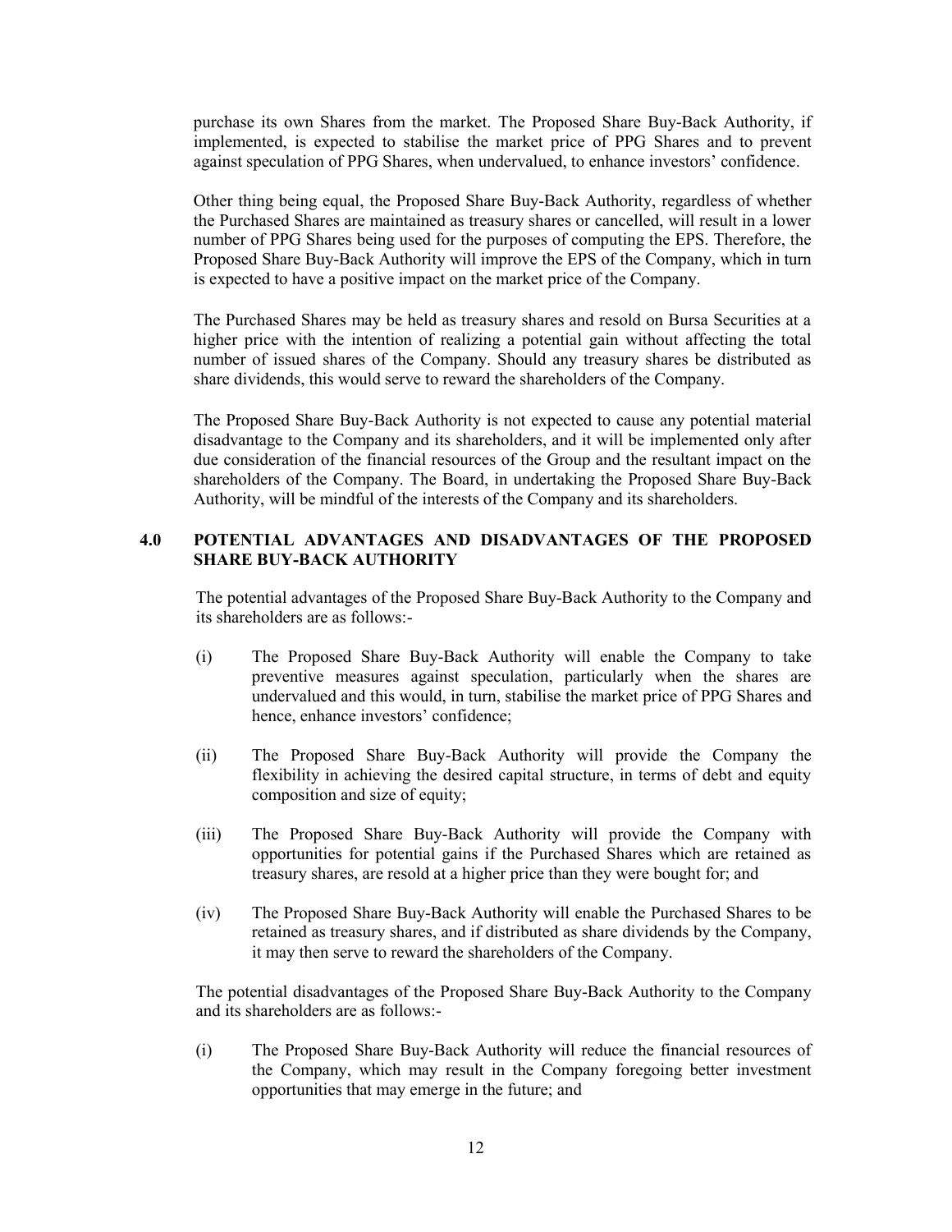purchase its own Shares from the market. The Proposed Share Buy-Back Authority, if implemented, is expected to stabilise the market price of PPG Shares and to prevent against speculation of PPG Shares, when undervalued, to enhance investors' confidence.

Other thing being equal, the Proposed Share Buy-Back Authority, regardless of whether the Purchased Shares are maintained as treasury shares or cancelled, will result in a lower number of PPG Shares being used for the purposes of computing the EPS. Therefore, the Proposed Share Buy-Back Authority will improve the EPS of the Company, which in turn is expected to have a positive impact on the market price of the Company.

The Purchased Shares may be held as treasury shares and resold on Bursa Securities at a higher price with the intention of realizing a potential gain without affecting the total number of issued shares of the Company. Should any treasury shares be distributed as share dividends, this would serve to reward the shareholders of the Company.

The Proposed Share Buy-Back Authority is not expected to cause any potential material disadvantage to the Company and its shareholders, and it will be implemented only after due consideration of the financial resources of the Group and the resultant impact on the shareholders of the Company. The Board, in undertaking the Proposed Share Buy-Back Authority, will be mindful of the interests of the Company and its shareholders.

## 4.0 POTENTIAL ADVANTAGES AND DISADVANTAGES OF THE PROPOSED SHARE BUY-BACK AUTHORITY

The potential advantages of the Proposed Share Buy-Back Authority to the Company and its shareholders are as follows:-

(i) The Proposed Share Buy-Back Authority will enable the Company to take preventive measures against speculation, particularly when the shares are undervalued and this would, in turn, stabilise the market price of PPG Shares and hence, enhance investors' confidence;

(ii) The Proposed Share Buy-Back Authority will provide the Company the flexibility in achieving the desired capital structure, in terms of debt and equity composition and size of equity;

(iii) The Proposed Share Buy-Back Authority will provide the Company with opportunities for potential gains if the Purchased Shares which are retained as treasury shares, are resold at a higher price than they were bought for; and

(iv) The Proposed Share Buy-Back Authority will enable the Purchased Shares to be retained as treasury shares, and if distributed as share dividends by the Company, it may then serve to reward the shareholders of the Company.

The potential disadvantages of the Proposed Share Buy-Back Authority to the Company and its shareholders are as follows:-

(i) The Proposed Share Buy-Back Authority will reduce the financial resources of the Company, which may result in the Company foregoing better investment opportunities that may emerge in the future; and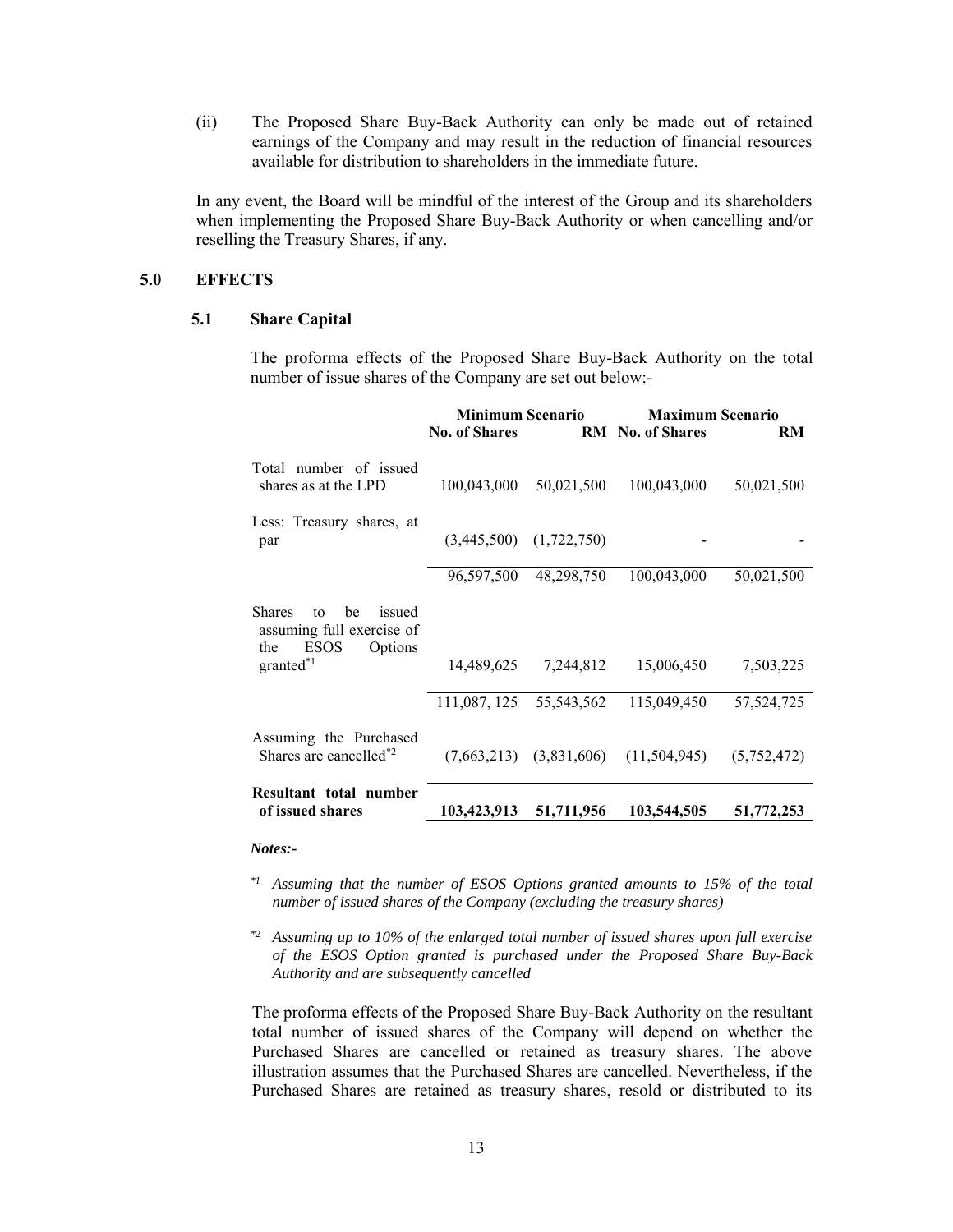(ii) The Proposed Share Buy-Back Authority can only be made out of retained earnings of the Company and may result in the reduction of financial resources available for distribution to shareholders in the immediate future.

In any event, the Board will be mindful of the interest of the Group and its shareholders when implementing the Proposed Share Buy-Back Authority or when cancelling and/or reselling the Treasury Shares, if any.

## 5.0 EFFECTS

### 5.1 Share Capital

The proforma effects of the Proposed Share Buy-Back Authority on the total number of issue shares of the Company are set out below:-

| | **Minimum Scenario** | | **Maximum Scenario** | |
|---|---|---|---|---|
| | **No. of Shares** | **RM** | **No. of Shares** | **RM** |
| Total number of issued shares as at the LPD | 100,043,000 | 50,021,500 | 100,043,000 | 50,021,500 |
| Less: Treasury shares, at par | (3,445,500) | (1,722,750) | - | - |
| | 96,597,500 | 48,298,750 | 100,043,000 | 50,021,500 |
| Shares to be issued assuming full exercise of the ESOS Options granted[*1] | 14,489,625 | 7,244,812 | 15,006,450 | 7,503,225 |
| | 111,087, 125 | 55,543,562 | 115,049,450 | 57,524,725 |
| Assuming the Purchased Shares are cancelled[*2] | (7,663,213) | (3,831,606) | (11,504,945) | (5,752,472) |
| **Resultant total number of issued shares** | **103,423,913** | **51,711,956** | **103,544,505** | **51,772,253** |

***Notes:-***

[*1] *Assuming that the number of ESOS Options granted amounts to 15% of the total number of issued shares of the Company (excluding the treasury shares)*

[*2] *Assuming up to 10% of the enlarged total number of issued shares upon full exercise of the ESOS Option granted is purchased under the Proposed Share Buy-Back Authority and are subsequently cancelled*

The proforma effects of the Proposed Share Buy-Back Authority on the resultant total number of issued shares of the Company will depend on whether the Purchased Shares are cancelled or retained as treasury shares. The above illustration assumes that the Purchased Shares are cancelled. Nevertheless, if the Purchased Shares are retained as treasury shares, resold or distributed to its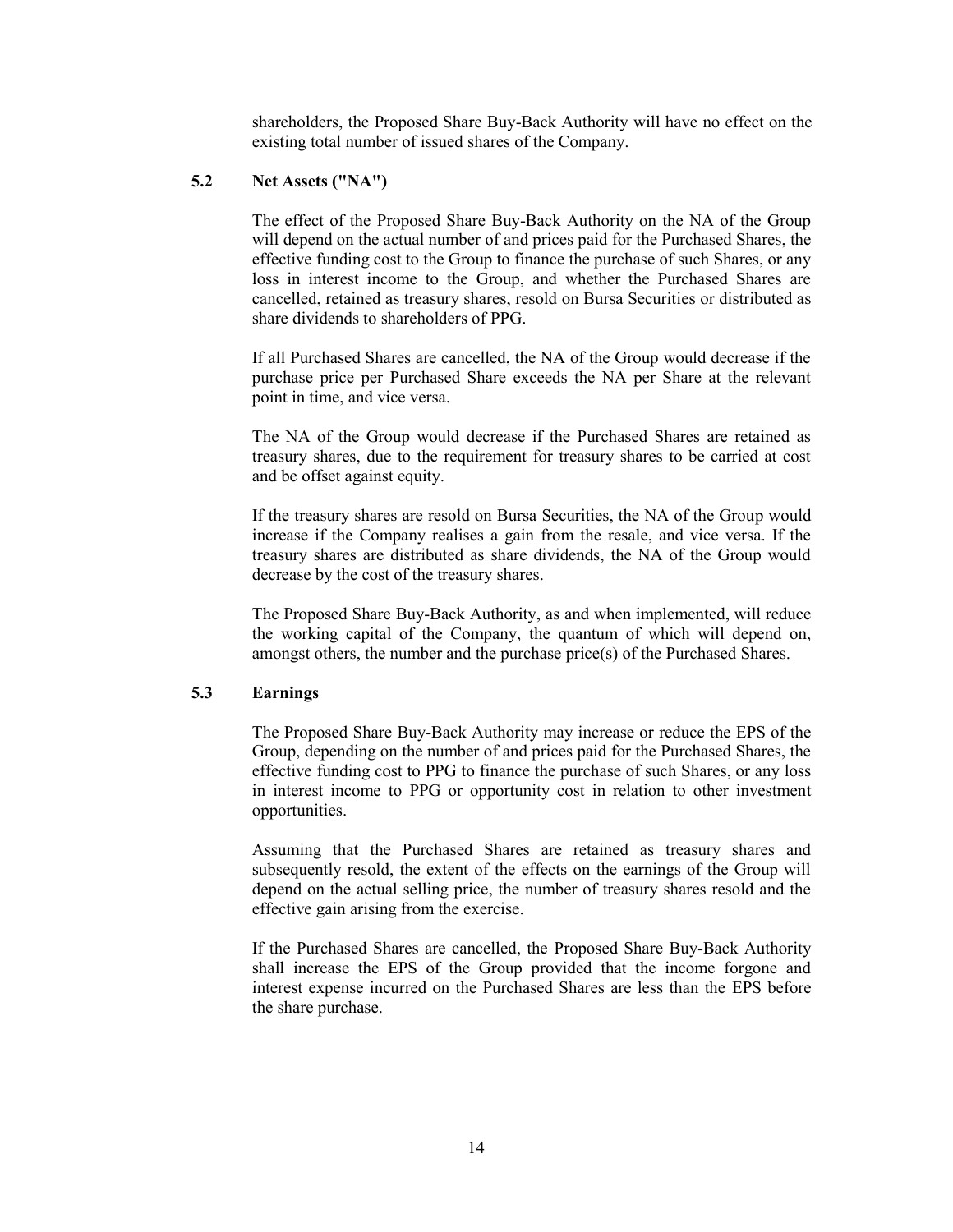shareholders, the Proposed Share Buy-Back Authority will have no effect on the existing total number of issued shares of the Company.

### 5.2 Net Assets ("NA")

The effect of the Proposed Share Buy-Back Authority on the NA of the Group will depend on the actual number of and prices paid for the Purchased Shares, the effective funding cost to the Group to finance the purchase of such Shares, or any loss in interest income to the Group, and whether the Purchased Shares are cancelled, retained as treasury shares, resold on Bursa Securities or distributed as share dividends to shareholders of PPG.

If all Purchased Shares are cancelled, the NA of the Group would decrease if the purchase price per Purchased Share exceeds the NA per Share at the relevant point in time, and vice versa.

The NA of the Group would decrease if the Purchased Shares are retained as treasury shares, due to the requirement for treasury shares to be carried at cost and be offset against equity.

If the treasury shares are resold on Bursa Securities, the NA of the Group would increase if the Company realises a gain from the resale, and vice versa. If the treasury shares are distributed as share dividends, the NA of the Group would decrease by the cost of the treasury shares.

The Proposed Share Buy-Back Authority, as and when implemented, will reduce the working capital of the Company, the quantum of which will depend on, amongst others, the number and the purchase price(s) of the Purchased Shares.

### 5.3 Earnings

The Proposed Share Buy-Back Authority may increase or reduce the EPS of the Group, depending on the number of and prices paid for the Purchased Shares, the effective funding cost to PPG to finance the purchase of such Shares, or any loss in interest income to PPG or opportunity cost in relation to other investment opportunities.

Assuming that the Purchased Shares are retained as treasury shares and subsequently resold, the extent of the effects on the earnings of the Group will depend on the actual selling price, the number of treasury shares resold and the effective gain arising from the exercise.

If the Purchased Shares are cancelled, the Proposed Share Buy-Back Authority shall increase the EPS of the Group provided that the income forgone and interest expense incurred on the Purchased Shares are less than the EPS before the share purchase.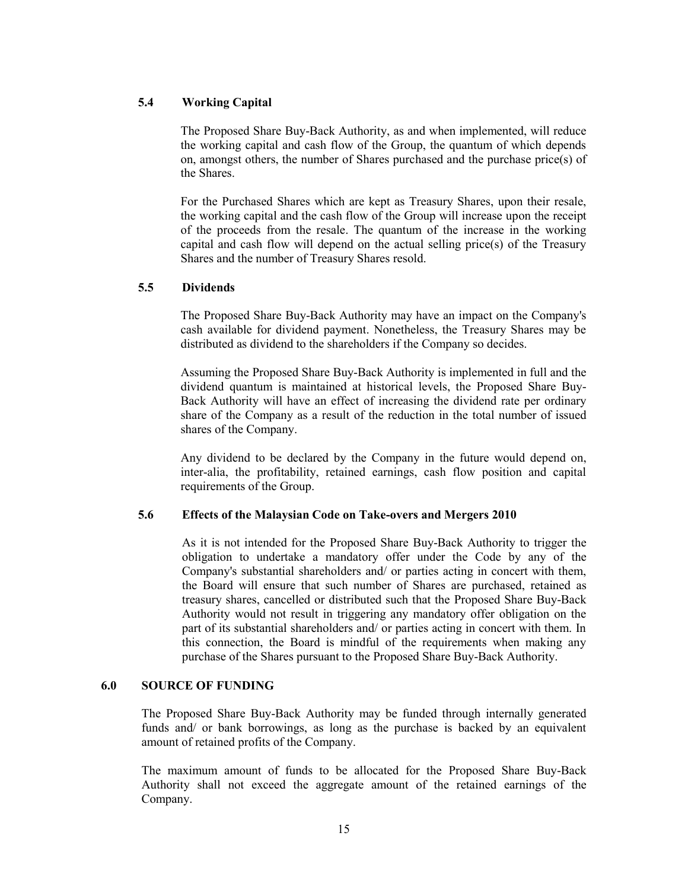### 5.4 Working Capital

The Proposed Share Buy-Back Authority, as and when implemented, will reduce the working capital and cash flow of the Group, the quantum of which depends on, amongst others, the number of Shares purchased and the purchase price(s) of the Shares.

For the Purchased Shares which are kept as Treasury Shares, upon their resale, the working capital and the cash flow of the Group will increase upon the receipt of the proceeds from the resale. The quantum of the increase in the working capital and cash flow will depend on the actual selling price(s) of the Treasury Shares and the number of Treasury Shares resold.

### 5.5 Dividends

The Proposed Share Buy-Back Authority may have an impact on the Company's cash available for dividend payment. Nonetheless, the Treasury Shares may be distributed as dividend to the shareholders if the Company so decides.

Assuming the Proposed Share Buy-Back Authority is implemented in full and the dividend quantum is maintained at historical levels, the Proposed Share Buy-Back Authority will have an effect of increasing the dividend rate per ordinary share of the Company as a result of the reduction in the total number of issued shares of the Company.

Any dividend to be declared by the Company in the future would depend on, inter-alia, the profitability, retained earnings, cash flow position and capital requirements of the Group.

### 5.6 Effects of the Malaysian Code on Take-overs and Mergers 2010

As it is not intended for the Proposed Share Buy-Back Authority to trigger the obligation to undertake a mandatory offer under the Code by any of the Company's substantial shareholders and/ or parties acting in concert with them, the Board will ensure that such number of Shares are purchased, retained as treasury shares, cancelled or distributed such that the Proposed Share Buy-Back Authority would not result in triggering any mandatory offer obligation on the part of its substantial shareholders and/ or parties acting in concert with them. In this connection, the Board is mindful of the requirements when making any purchase of the Shares pursuant to the Proposed Share Buy-Back Authority.

## 6.0 SOURCE OF FUNDING

The Proposed Share Buy-Back Authority may be funded through internally generated funds and/ or bank borrowings, as long as the purchase is backed by an equivalent amount of retained profits of the Company.

The maximum amount of funds to be allocated for the Proposed Share Buy-Back Authority shall not exceed the aggregate amount of the retained earnings of the Company.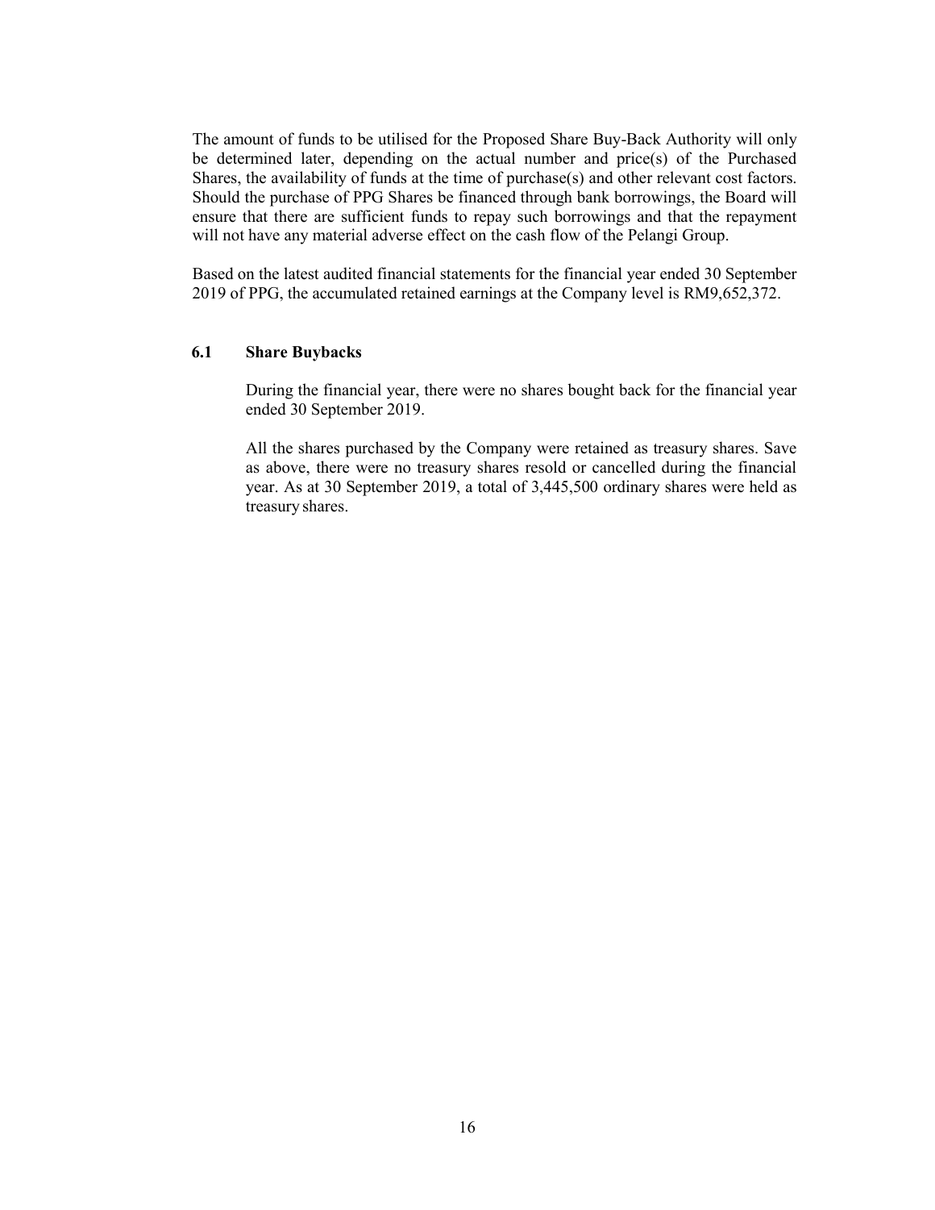The amount of funds to be utilised for the Proposed Share Buy-Back Authority will only be determined later, depending on the actual number and price(s) of the Purchased Shares, the availability of funds at the time of purchase(s) and other relevant cost factors. Should the purchase of PPG Shares be financed through bank borrowings, the Board will ensure that there are sufficient funds to repay such borrowings and that the repayment will not have any material adverse effect on the cash flow of the Pelangi Group.

Based on the latest audited financial statements for the financial year ended 30 September 2019 of PPG, the accumulated retained earnings at the Company level is RM9,652,372.

### 6.1 Share Buybacks

During the financial year, there were no shares bought back for the financial year ended 30 September 2019.

All the shares purchased by the Company were retained as treasury shares. Save as above, there were no treasury shares resold or cancelled during the financial year. As at 30 September 2019, a total of 3,445,500 ordinary shares were held as treasury shares.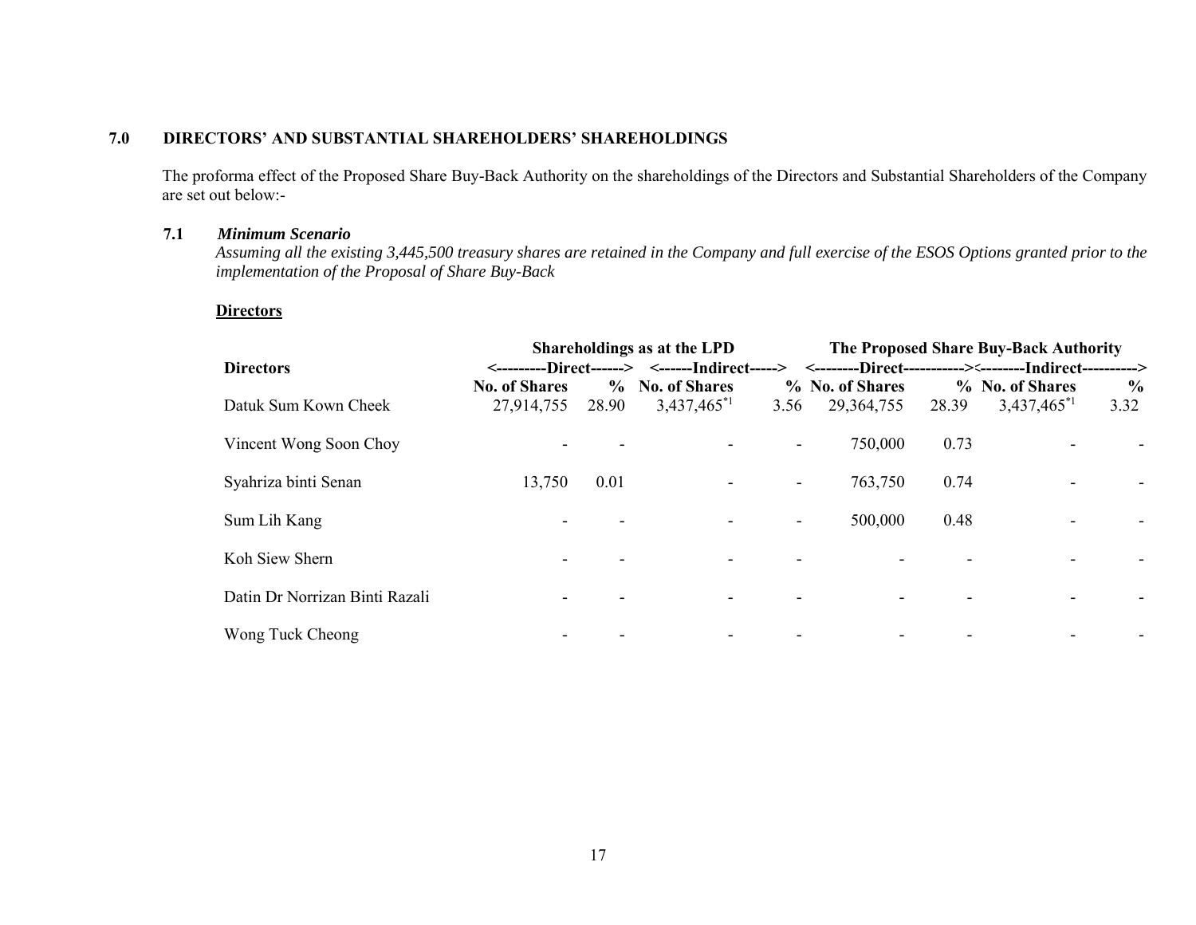## 7.0 DIRECTORS' AND SUBSTANTIAL SHAREHOLDERS' SHAREHOLDINGS

The proforma effect of the Proposed Share Buy-Back Authority on the shareholdings of the Directors and Substantial Shareholders of the Company are set out below:-

### 7.1 *Minimum Scenario*

*Assuming all the existing 3,445,500 treasury shares are retained in the Company and full exercise of the ESOS Options granted prior to the implementation of the Proposal of Share Buy-Back*

**Directors**

| Directors | Shareholdings as at the LPD | | | | The Proposed Share Buy-Back Authority | | | |
|---|---|---|---|---|---|---|---|---|
| | Direct | | Indirect | | Direct | | Indirect | |
| | No. of Shares | % | No. of Shares | % | No. of Shares | % | No. of Shares | % |
| Datuk Sum Kown Cheek | 27,914,755 | 28.90 | 3,437,465*1 | 3.56 | 29,364,755 | 28.39 | 3,437,465*1 | 3.32 |
| Vincent Wong Soon Choy | - | - | - | - | 750,000 | 0.73 | - | - |
| Syahriza binti Senan | 13,750 | 0.01 | - | - | 763,750 | 0.74 | - | - |
| Sum Lih Kang | - | - | - | - | 500,000 | 0.48 | - | - |
| Koh Siew Shern | - | - | - | - | - | - | - | - |
| Datin Dr Norrizan Binti Razali | - | - | - | - | - | - | - | - |
| Wong Tuck Cheong | - | - | - | - | - | - | - | - |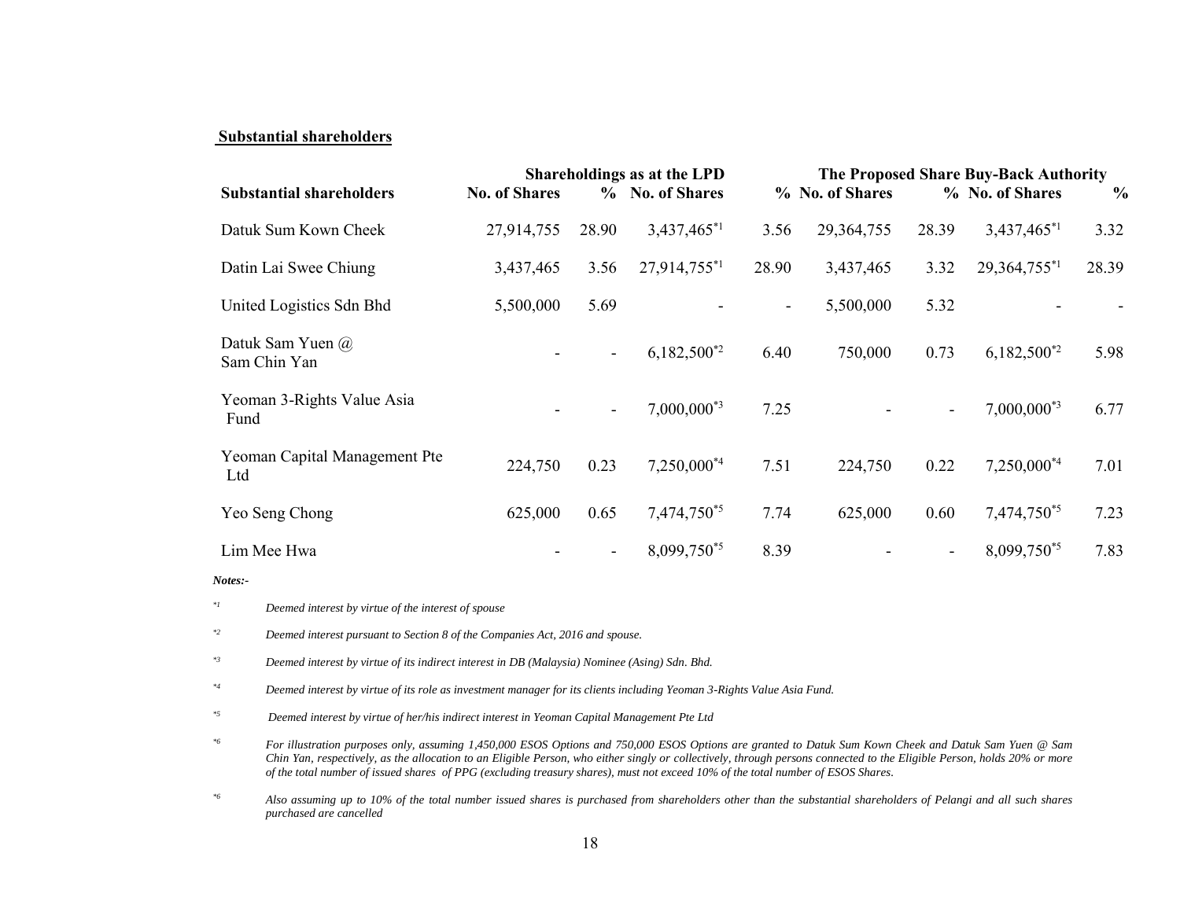**Substantial shareholders**

| Substantial shareholders | Shareholdings as at the LPD | | | | The Proposed Share Buy-Back Authority | | | |
|---|---|---|---|---|---|---|---|---|
| | No. of Shares | % | No. of Shares | % | No. of Shares | % | No. of Shares | % |
| Datuk Sum Kown Cheek | 27,914,755 | 28.90 | 3,437,465*[1] | 3.56 | 29,364,755 | 28.39 | 3,437,465*[1] | 3.32 |
| Datin Lai Swee Chiung | 3,437,465 | 3.56 | 27,914,755*[1] | 28.90 | 3,437,465 | 3.32 | 29,364,755*[1] | 28.39 |
| United Logistics Sdn Bhd | 5,500,000 | 5.69 | - | - | 5,500,000 | 5.32 | - | - |
| Datuk Sam Yuen @ Sam Chin Yan | - | - | 6,182,500*[2] | 6.40 | 750,000 | 0.73 | 6,182,500*[2] | 5.98 |
| Yeoman 3-Rights Value Asia Fund | - | - | 7,000,000*[3] | 7.25 | - | - | 7,000,000*[3] | 6.77 |
| Yeoman Capital Management Pte Ltd | 224,750 | 0.23 | 7,250,000*[4] | 7.51 | 224,750 | 0.22 | 7,250,000*[4] | 7.01 |
| Yeo Seng Chong | 625,000 | 0.65 | 7,474,750*[5] | 7.74 | 625,000 | 0.60 | 7,474,750*[5] | 7.23 |
| Lim Mee Hwa | - | - | 8,099,750*[5] | 8.39 | - | - | 8,099,750*[5] | 7.83 |

***Notes:-***

*[1] *Deemed interest by virtue of the interest of spouse*

*[2] *Deemed interest pursuant to Section 8 of the Companies Act, 2016 and spouse.*

*[3] *Deemed interest by virtue of its indirect interest in DB (Malaysia) Nominee (Asing) Sdn. Bhd.*

*[4] *Deemed interest by virtue of its role as investment manager for its clients including Yeoman 3-Rights Value Asia Fund.*

*[5] *Deemed interest by virtue of her/his indirect interest in Yeoman Capital Management Pte Ltd*

*[6] *For illustration purposes only, assuming 1,450,000 ESOS Options and 750,000 ESOS Options are granted to Datuk Sum Kown Cheek and Datuk Sam Yuen @ Sam Chin Yan, respectively, as the allocation to an Eligible Person, who either singly or collectively, through persons connected to the Eligible Person, holds 20% or more of the total number of issued shares of PPG (excluding treasury shares), must not exceed 10% of the total number of ESOS Shares.*

*[6] *Also assuming up to 10% of the total number issued shares is purchased from shareholders other than the substantial shareholders of Pelangi and all such shares purchased are cancelled*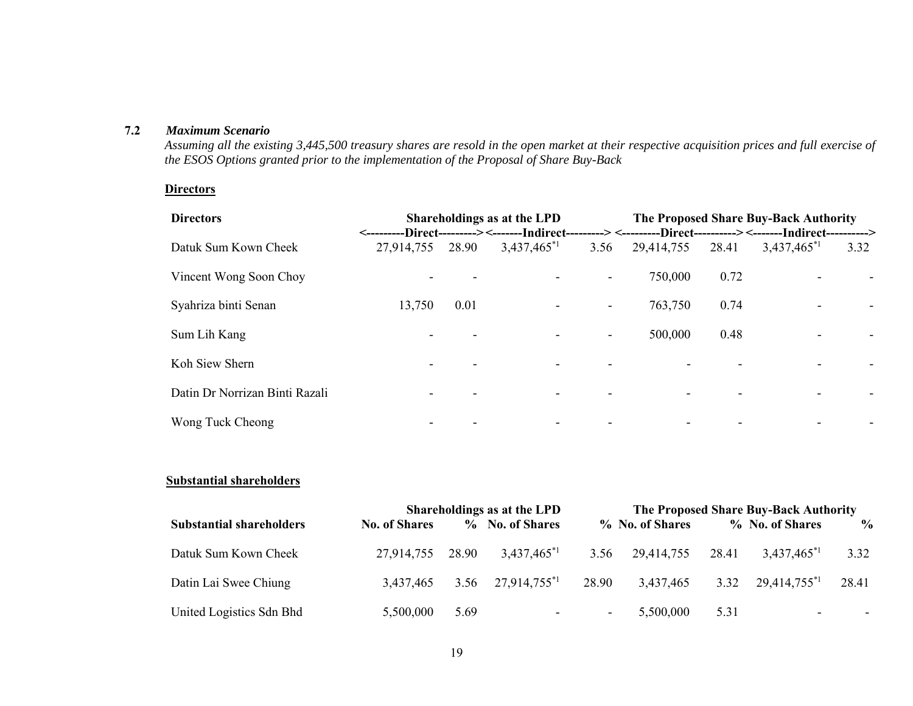### 7.2 *Maximum Scenario*

*Assuming all the existing 3,445,500 treasury shares are resold in the open market at their respective acquisition prices and full exercise of the ESOS Options granted prior to the implementation of the Proposal of Share Buy-Back*

**Directors**

| **Directors** | **Shareholdings as at the LPD** | | | | **The Proposed Share Buy-Back Authority** | | | |
|---|---|---|---|---|---|---|---|---|
| | **Direct** | | **Indirect** | | **Direct** | | **Indirect** | |
| Datuk Sum Kown Cheek | 27,914,755 | 28.90 | 3,437,465*[1] | 3.56 | 29,414,755 | 28.41 | 3,437,465*[1] | 3.32 |
| Vincent Wong Soon Choy | - | - | - | - | 750,000 | 0.72 | - | - |
| Syahriza binti Senan | 13,750 | 0.01 | - | - | 763,750 | 0.74 | - | - |
| Sum Lih Kang | - | - | - | - | 500,000 | 0.48 | - | - |
| Koh Siew Shern | - | - | - | - | - | - | - | - |
| Datin Dr Norrizan Binti Razali | - | - | - | - | - | - | - | - |
| Wong Tuck Cheong | - | - | - | - | - | - | - | - |

**Substantial shareholders**

| | **Shareholdings as at the LPD** | | | | **The Proposed Share Buy-Back Authority** | | | |
|---|---|---|---|---|---|---|---|---|
| **Substantial shareholders** | **No. of Shares** | **%** | **No. of Shares** | **%** | **No. of Shares** | **%** | **No. of Shares** | **%** |
| Datuk Sum Kown Cheek | 27,914,755 | 28.90 | 3,437,465*[1] | 3.56 | 29,414,755 | 28.41 | 3,437,465*[1] | 3.32 |
| Datin Lai Swee Chiung | 3,437,465 | 3.56 | 27,914,755*[1] | 28.90 | 3,437,465 | 3.32 | 29,414,755*[1] | 28.41 |
| United Logistics Sdn Bhd | 5,500,000 | 5.69 | - | - | 5,500,000 | 5.31 | - | - |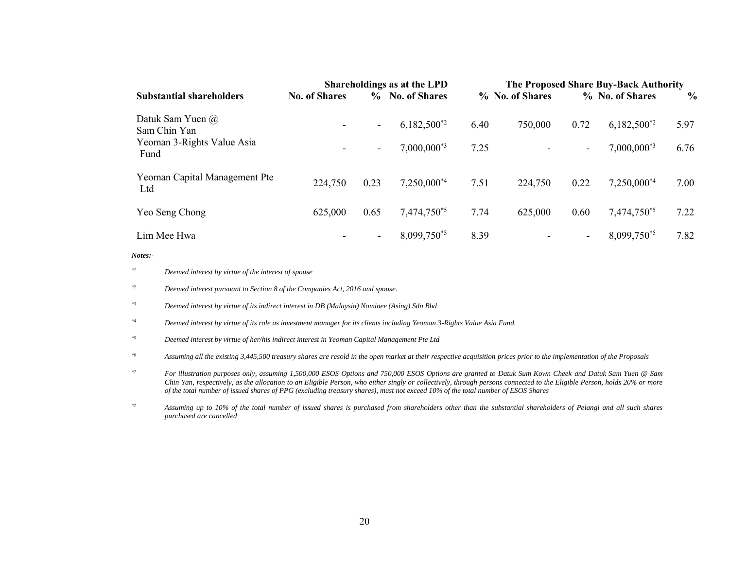| | Shareholdings as at the LPD | | | | The Proposed Share Buy-Back Authority | | | |
|---|---|---|---|---|---|---|---|---|
| **Substantial shareholders** | **No. of Shares** | **%** | **No. of Shares** | **%** | **No. of Shares** | **%** | **No. of Shares** | **%** |
| Datuk Sam Yuen @ Sam Chin Yan | - | - | 6,182,500*2 | 6.40 | 750,000 | 0.72 | 6,182,500*2 | 5.97 |
| Yeoman 3-Rights Value Asia Fund | - | - | 7,000,000*3 | 7.25 | - | - | 7,000,000*3 | 6.76 |
| Yeoman Capital Management Pte Ltd | 224,750 | 0.23 | 7,250,000*4 | 7.51 | 224,750 | 0.22 | 7,250,000*4 | 7.00 |
| Yeo Seng Chong | 625,000 | 0.65 | 7,474,750*5 | 7.74 | 625,000 | 0.60 | 7,474,750*5 | 7.22 |
| Lim Mee Hwa | - | - | 8,099,750*5 | 8.39 | - | - | 8,099,750*5 | 7.82 |

***Notes:-***

*1 *Deemed interest by virtue of the interest of spouse*

*2 *Deemed interest pursuant to Section 8 of the Companies Act, 2016 and spouse.*

*3 *Deemed interest by virtue of its indirect interest in DB (Malaysia) Nominee (Asing) Sdn Bhd*

*4 *Deemed interest by virtue of its role as investment manager for its clients including Yeoman 3-Rights Value Asia Fund.*

*5 *Deemed interest by virtue of her/his indirect interest in Yeoman Capital Management Pte Ltd*

*6 *Assuming all the existing 3,445,500 treasury shares are resold in the open market at their respective acquisition prices prior to the implementation of the Proposals*

*7 *For illustration purposes only, assuming 1,500,000 ESOS Options and 750,000 ESOS Options are granted to Datuk Sum Kown Cheek and Datuk Sam Yuen @ Sam Chin Yan, respectively, as the allocation to an Eligible Person, who either singly or collectively, through persons connected to the Eligible Person, holds 20% or more of the total number of issued shares of PPG (excluding treasury shares), must not exceed 10% of the total number of ESOS Shares*

*7 *Assuming up to 10% of the total number of issued shares is purchased from shareholders other than the substantial shareholders of Pelangi and all such shares purchased are cancelled*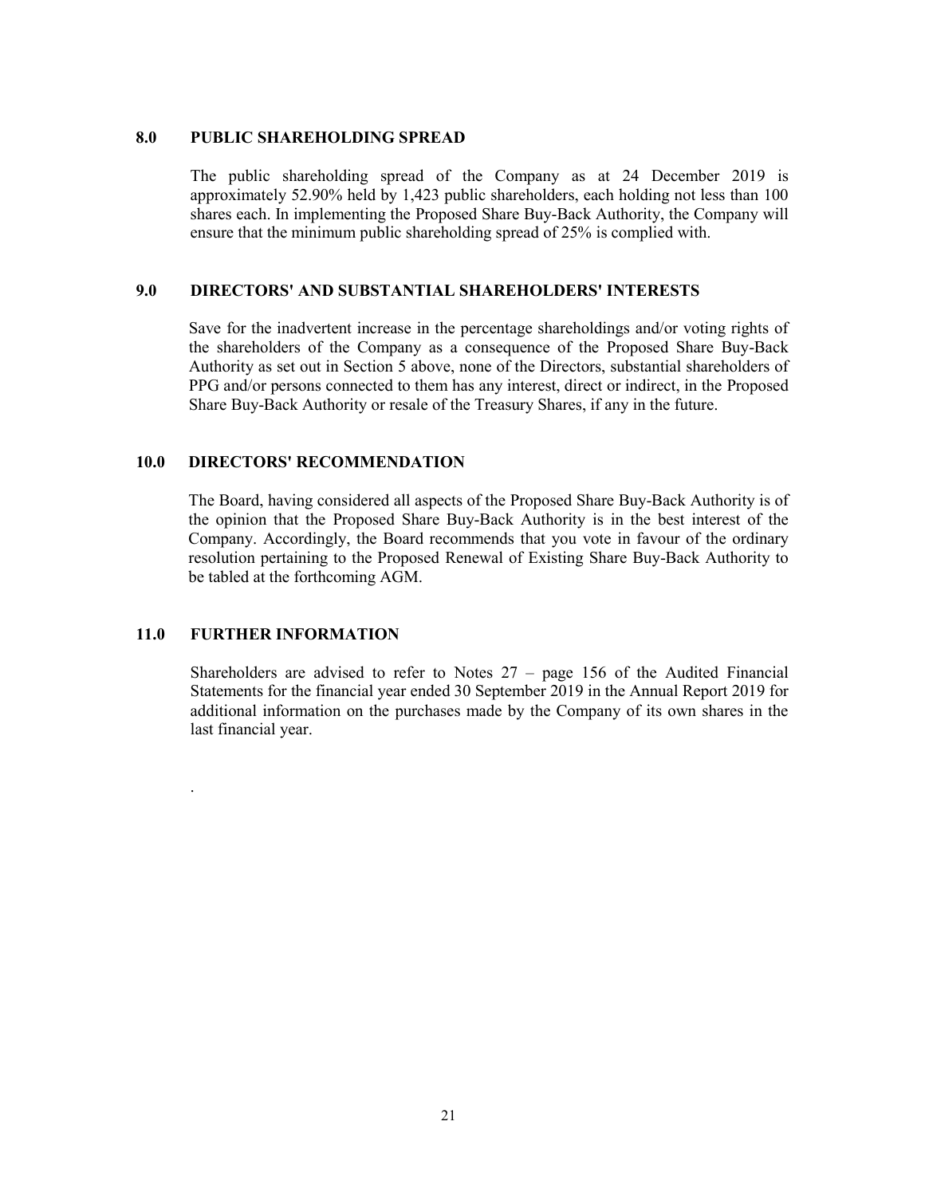## 8.0 PUBLIC SHAREHOLDING SPREAD

The public shareholding spread of the Company as at 24 December 2019 is approximately 52.90% held by 1,423 public shareholders, each holding not less than 100 shares each. In implementing the Proposed Share Buy-Back Authority, the Company will ensure that the minimum public shareholding spread of 25% is complied with.

## 9.0 DIRECTORS' AND SUBSTANTIAL SHAREHOLDERS' INTERESTS

Save for the inadvertent increase in the percentage shareholdings and/or voting rights of the shareholders of the Company as a consequence of the Proposed Share Buy-Back Authority as set out in Section 5 above, none of the Directors, substantial shareholders of PPG and/or persons connected to them has any interest, direct or indirect, in the Proposed Share Buy-Back Authority or resale of the Treasury Shares, if any in the future.

## 10.0 DIRECTORS' RECOMMENDATION

The Board, having considered all aspects of the Proposed Share Buy-Back Authority is of the opinion that the Proposed Share Buy-Back Authority is in the best interest of the Company. Accordingly, the Board recommends that you vote in favour of the ordinary resolution pertaining to the Proposed Renewal of Existing Share Buy-Back Authority to be tabled at the forthcoming AGM.

## 11.0 FURTHER INFORMATION

Shareholders are advised to refer to Notes 27 – page 156 of the Audited Financial Statements for the financial year ended 30 September 2019 in the Annual Report 2019 for additional information on the purchases made by the Company of its own shares in the last financial year.

.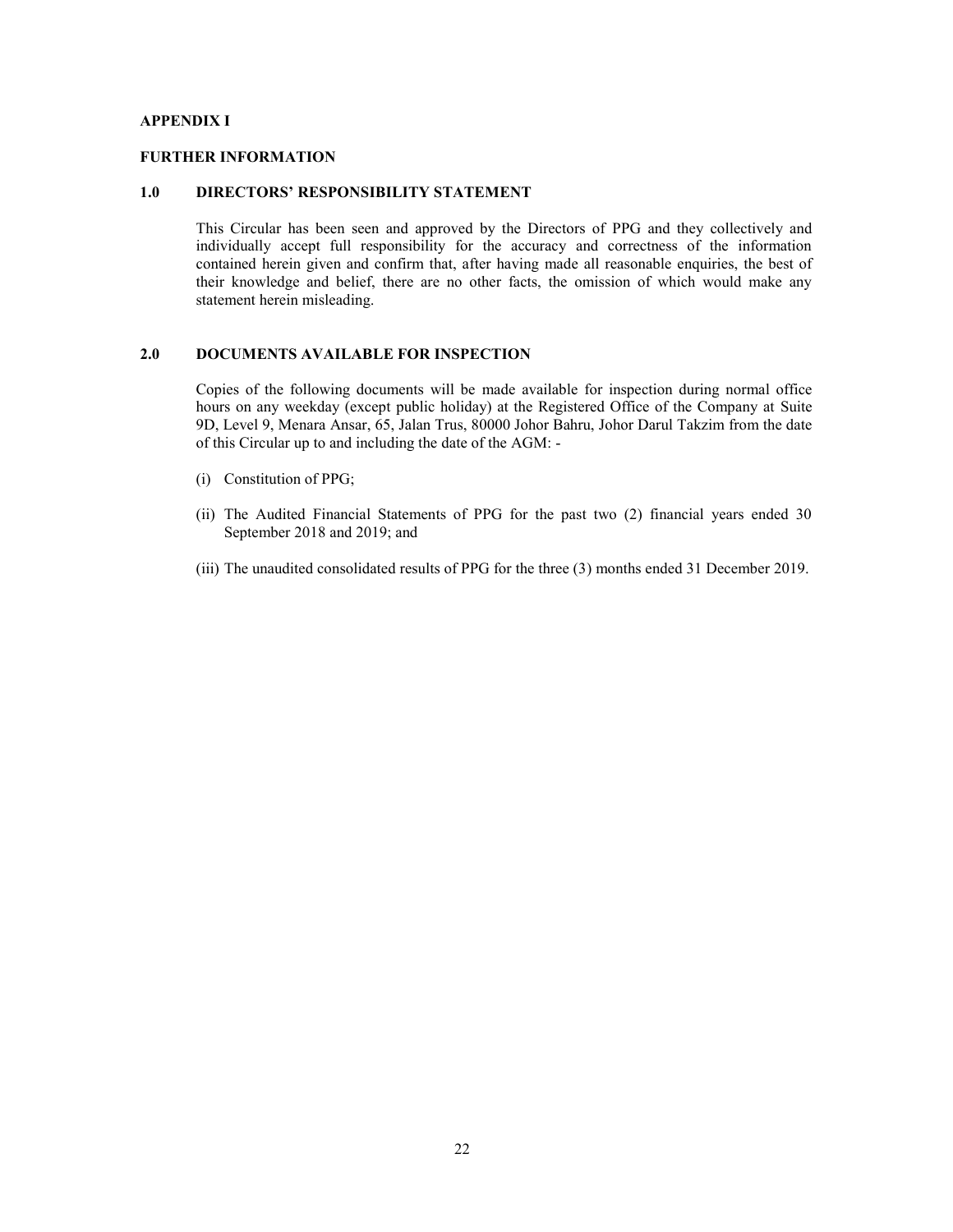**APPENDIX I**

**FURTHER INFORMATION**

**1.0 DIRECTORS' RESPONSIBILITY STATEMENT**

This Circular has been seen and approved by the Directors of PPG and they collectively and individually accept full responsibility for the accuracy and correctness of the information contained herein given and confirm that, after having made all reasonable enquiries, the best of their knowledge and belief, there are no other facts, the omission of which would make any statement herein misleading.

**2.0 DOCUMENTS AVAILABLE FOR INSPECTION**

Copies of the following documents will be made available for inspection during normal office hours on any weekday (except public holiday) at the Registered Office of the Company at Suite 9D, Level 9, Menara Ansar, 65, Jalan Trus, 80000 Johor Bahru, Johor Darul Takzim from the date of this Circular up to and including the date of the AGM: -

(i) Constitution of PPG;

(ii) The Audited Financial Statements of PPG for the past two (2) financial years ended 30 September 2018 and 2019; and

(iii) The unaudited consolidated results of PPG for the three (3) months ended 31 December 2019.